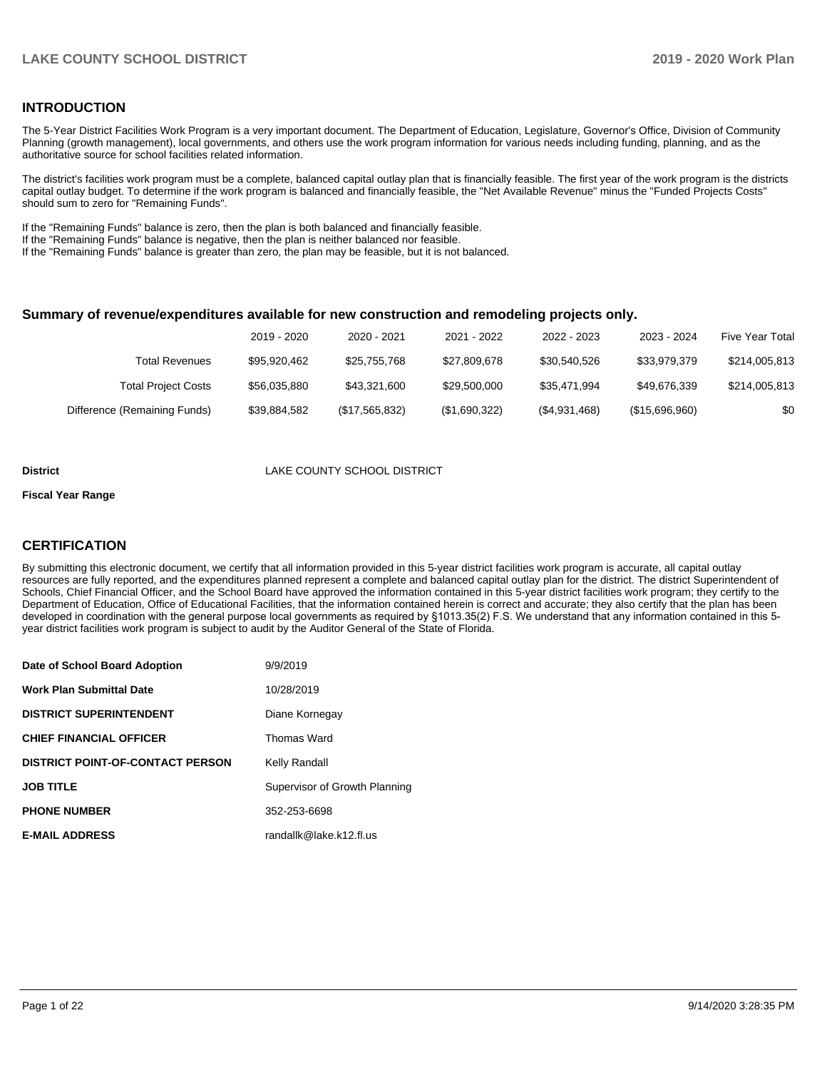## INTRODUCTION

The 5-Year District Facilities Work Program is a very important document. The Department of Education, Legislature, Governor's Office, Division of Community Planning (growth management), local governments, and others use the work program information for various needs including funding, planning, and as the authoritative source for school facilities related information.

The district's facilities work program must be a complete, balanced capital outlay plan that is financially feasible. The first year of the work program is the districts capital outlay budget. To determine if the work program is balanced and financially feasible, the "Net Available Revenue" minus the "Funded Projects Costs" should sum to zero for "Remaining Funds".

If the "Remaining Funds" balance is zero, then the plan is both balanced and financially feasible.
If the "Remaining Funds" balance is negative, then the plan is neither balanced nor feasible.
If the "Remaining Funds" balance is greater than zero, the plan may be feasible, but it is not balanced.

### Summary of revenue/expenditures available for new construction and remodeling projects only.

| | 2019 - 2020 | 2020 - 2021 | 2021 - 2022 | 2022 - 2023 | 2023 - 2024 | Five Year Total |
|---|---|---|---|---|---|---|
| Total Revenues | $95,920,462 | $25,755,768 | $27,809,678 | $30,540,526 | $33,979,379 | $214,005,813 |
| Total Project Costs | $56,035,880 | $43,321,600 | $29,500,000 | $35,471,994 | $49,676,339 | $214,005,813 |
| Difference (Remaining Funds) | $39,884,582 | ($17,565,832) | ($1,690,322) | ($4,931,468) | ($15,696,960) | $0 |

**District** LAKE COUNTY SCHOOL DISTRICT

**Fiscal Year Range**

## CERTIFICATION

By submitting this electronic document, we certify that all information provided in this 5-year district facilities work program is accurate, all capital outlay resources are fully reported, and the expenditures planned represent a complete and balanced capital outlay plan for the district. The district Superintendent of Schools, Chief Financial Officer, and the School Board have approved the information contained in this 5-year district facilities work program; they certify to the Department of Education, Office of Educational Facilities, that the information contained herein is correct and accurate; they also certify that the plan has been developed in coordination with the general purpose local governments as required by §1013.35(2) F.S. We understand that any information contained in this 5-year district facilities work program is subject to audit by the Auditor General of the State of Florida.

| | |
|---|---|
| **Date of School Board Adoption** | 9/9/2019 |
| **Work Plan Submittal Date** | 10/28/2019 |
| **DISTRICT SUPERINTENDENT** | Diane Kornegay |
| **CHIEF FINANCIAL OFFICER** | Thomas Ward |
| **DISTRICT POINT-OF-CONTACT PERSON** | Kelly Randall |
| **JOB TITLE** | Supervisor of Growth Planning |
| **PHONE NUMBER** | 352-253-6698 |
| **E-MAIL ADDRESS** | randallk@lake.k12.fl.us |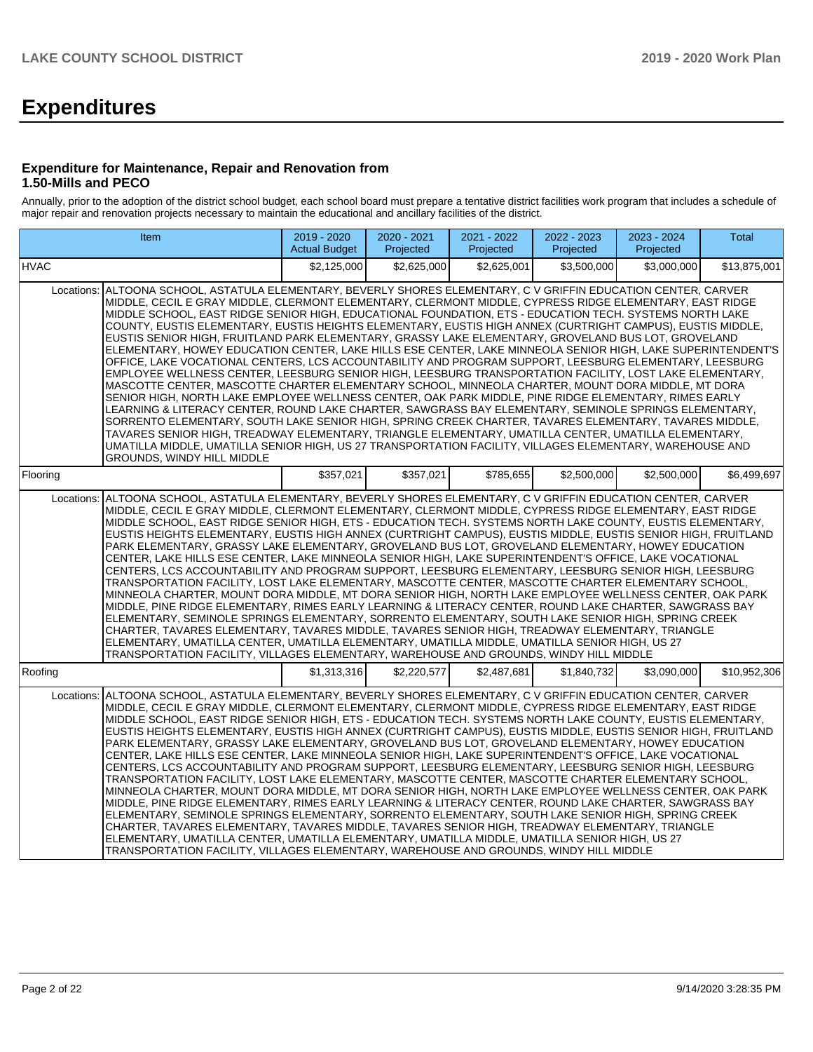# Expenditures

### Expenditure for Maintenance, Repair and Renovation from 1.50-Mills and PECO

Annually, prior to the adoption of the district school budget, each school board must prepare a tentative district facilities work program that includes a schedule of major repair and renovation projects necessary to maintain the educational and ancillary facilities of the district.

| Item | | 2019 - 2020 Actual Budget | 2020 - 2021 Projected | 2021 - 2022 Projected | 2022 - 2023 Projected | 2023 - 2024 Projected | Total |
|---|---|---|---|---|---|---|---|
| HVAC | | $2,125,000 | $2,625,000 | $2,625,001 | $3,500,000 | $3,000,000 | $13,875,001 |
| Locations: | ALTOONA SCHOOL, ASTATULA ELEMENTARY, BEVERLY SHORES ELEMENTARY, C V GRIFFIN EDUCATION CENTER, CARVER MIDDLE, CECIL E GRAY MIDDLE, CLERMONT ELEMENTARY, CLERMONT MIDDLE, CYPRESS RIDGE ELEMENTARY, EAST RIDGE MIDDLE SCHOOL, EAST RIDGE SENIOR HIGH, EDUCATIONAL FOUNDATION, ETS - EDUCATION TECH. SYSTEMS NORTH LAKE COUNTY, EUSTIS ELEMENTARY, EUSTIS HEIGHTS ELEMENTARY, EUSTIS HIGH ANNEX (CURTRIGHT CAMPUS), EUSTIS MIDDLE, EUSTIS SENIOR HIGH, FRUITLAND PARK ELEMENTARY, GRASSY LAKE ELEMENTARY, GROVELAND BUS LOT, GROVELAND ELEMENTARY, HOWEY EDUCATION CENTER, LAKE HILLS ESE CENTER, LAKE MINNEOLA SENIOR HIGH, LAKE SUPERINTENDENT'S OFFICE, LAKE VOCATIONAL CENTERS, LCS ACCOUNTABILITY AND PROGRAM SUPPORT, LEESBURG ELEMENTARY, LEESBURG EMPLOYEE WELLNESS CENTER, LEESBURG SENIOR HIGH, LEESBURG TRANSPORTATION FACILITY, LOST LAKE ELEMENTARY, MASCOTTE CENTER, MASCOTTE CHARTER ELEMENTARY SCHOOL, MINNEOLA CHARTER, MOUNT DORA MIDDLE, MT DORA SENIOR HIGH, NORTH LAKE EMPLOYEE WELLNESS CENTER, OAK PARK MIDDLE, PINE RIDGE ELEMENTARY, RIMES EARLY LEARNING & LITERACY CENTER, ROUND LAKE CHARTER, SAWGRASS BAY ELEMENTARY, SEMINOLE SPRINGS ELEMENTARY, SORRENTO ELEMENTARY, SOUTH LAKE SENIOR HIGH, SPRING CREEK CHARTER, TAVARES ELEMENTARY, TAVARES MIDDLE, TAVARES SENIOR HIGH, TREADWAY ELEMENTARY, TRIANGLE ELEMENTARY, UMATILLA CENTER, UMATILLA ELEMENTARY, UMATILLA MIDDLE, UMATILLA SENIOR HIGH, US 27 TRANSPORTATION FACILITY, VILLAGES ELEMENTARY, WAREHOUSE AND GROUNDS, WINDY HILL MIDDLE | | | | | | |
| Flooring | | $357,021 | $357,021 | $785,655 | $2,500,000 | $2,500,000 | $6,499,697 |
| Locations: | ALTOONA SCHOOL, ASTATULA ELEMENTARY, BEVERLY SHORES ELEMENTARY, C V GRIFFIN EDUCATION CENTER, CARVER MIDDLE, CECIL E GRAY MIDDLE, CLERMONT ELEMENTARY, CLERMONT MIDDLE, CYPRESS RIDGE ELEMENTARY, EAST RIDGE MIDDLE SCHOOL, EAST RIDGE SENIOR HIGH, ETS - EDUCATION TECH. SYSTEMS NORTH LAKE COUNTY, EUSTIS ELEMENTARY, EUSTIS HEIGHTS ELEMENTARY, EUSTIS HIGH ANNEX (CURTRIGHT CAMPUS), EUSTIS MIDDLE, EUSTIS SENIOR HIGH, FRUITLAND PARK ELEMENTARY, GRASSY LAKE ELEMENTARY, GROVELAND BUS LOT, GROVELAND ELEMENTARY, HOWEY EDUCATION CENTER, LAKE HILLS ESE CENTER, LAKE MINNEOLA SENIOR HIGH, LAKE SUPERINTENDENT'S OFFICE, LAKE VOCATIONAL CENTERS, LCS ACCOUNTABILITY AND PROGRAM SUPPORT, LEESBURG ELEMENTARY, LEESBURG SENIOR HIGH, LEESBURG TRANSPORTATION FACILITY, LOST LAKE ELEMENTARY, MASCOTTE CENTER, MASCOTTE CHARTER ELEMENTARY SCHOOL, MINNEOLA CHARTER, MOUNT DORA MIDDLE, MT DORA SENIOR HIGH, NORTH LAKE EMPLOYEE WELLNESS CENTER, OAK PARK MIDDLE, PINE RIDGE ELEMENTARY, RIMES EARLY LEARNING & LITERACY CENTER, ROUND LAKE CHARTER, SAWGRASS BAY ELEMENTARY, SEMINOLE SPRINGS ELEMENTARY, SORRENTO ELEMENTARY, SOUTH LAKE SENIOR HIGH, SPRING CREEK CHARTER, TAVARES ELEMENTARY, TAVARES MIDDLE, TAVARES SENIOR HIGH, TREADWAY ELEMENTARY, TRIANGLE ELEMENTARY, UMATILLA CENTER, UMATILLA ELEMENTARY, UMATILLA MIDDLE, UMATILLA SENIOR HIGH, US 27 TRANSPORTATION FACILITY, VILLAGES ELEMENTARY, WAREHOUSE AND GROUNDS, WINDY HILL MIDDLE | | | | | | |
| Roofing | | $1,313,316 | $2,220,577 | $2,487,681 | $1,840,732 | $3,090,000 | $10,952,306 |
| Locations: | ALTOONA SCHOOL, ASTATULA ELEMENTARY, BEVERLY SHORES ELEMENTARY, C V GRIFFIN EDUCATION CENTER, CARVER MIDDLE, CECIL E GRAY MIDDLE, CLERMONT ELEMENTARY, CLERMONT MIDDLE, CYPRESS RIDGE ELEMENTARY, EAST RIDGE MIDDLE SCHOOL, EAST RIDGE SENIOR HIGH, ETS - EDUCATION TECH. SYSTEMS NORTH LAKE COUNTY, EUSTIS ELEMENTARY, EUSTIS HEIGHTS ELEMENTARY, EUSTIS HIGH ANNEX (CURTRIGHT CAMPUS), EUSTIS MIDDLE, EUSTIS SENIOR HIGH, FRUITLAND PARK ELEMENTARY, GRASSY LAKE ELEMENTARY, GROVELAND BUS LOT, GROVELAND ELEMENTARY, HOWEY EDUCATION CENTER, LAKE HILLS ESE CENTER, LAKE MINNEOLA SENIOR HIGH, LAKE SUPERINTENDENT'S OFFICE, LAKE VOCATIONAL CENTERS, LCS ACCOUNTABILITY AND PROGRAM SUPPORT, LEESBURG ELEMENTARY, LEESBURG SENIOR HIGH, LEESBURG TRANSPORTATION FACILITY, LOST LAKE ELEMENTARY, MASCOTTE CENTER, MASCOTTE CHARTER ELEMENTARY SCHOOL, MINNEOLA CHARTER, MOUNT DORA MIDDLE, MT DORA SENIOR HIGH, NORTH LAKE EMPLOYEE WELLNESS CENTER, OAK PARK MIDDLE, PINE RIDGE ELEMENTARY, RIMES EARLY LEARNING & LITERACY CENTER, ROUND LAKE CHARTER, SAWGRASS BAY ELEMENTARY, SEMINOLE SPRINGS ELEMENTARY, SORRENTO ELEMENTARY, SOUTH LAKE SENIOR HIGH, SPRING CREEK CHARTER, TAVARES ELEMENTARY, TAVARES MIDDLE, TAVARES SENIOR HIGH, TREADWAY ELEMENTARY, TRIANGLE ELEMENTARY, UMATILLA CENTER, UMATILLA ELEMENTARY, UMATILLA MIDDLE, UMATILLA SENIOR HIGH, US 27 TRANSPORTATION FACILITY, VILLAGES ELEMENTARY, WAREHOUSE AND GROUNDS, WINDY HILL MIDDLE | | | | | | |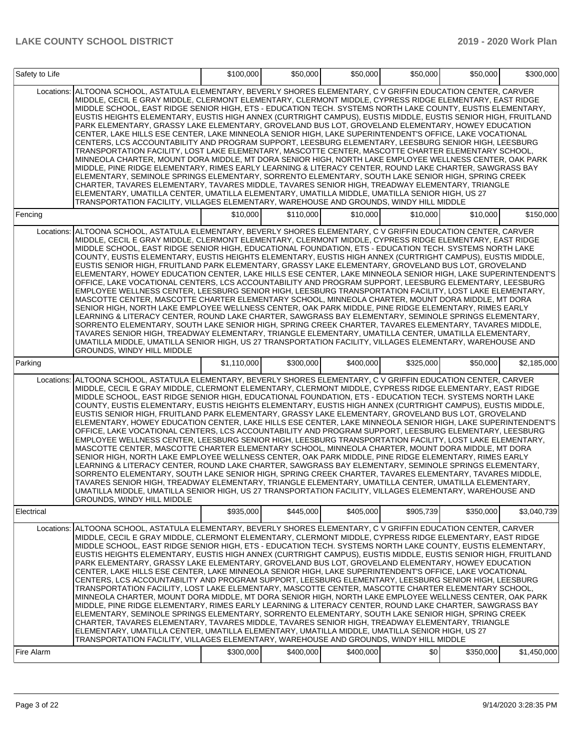| | | | | | | |
|---|---|---|---|---|---|---|
| Safety to Life | $100,000 | $50,000 | $50,000 | $50,000 | $50,000 | $300,000 |
| Locations: ALTOONA SCHOOL, ASTATULA ELEMENTARY, BEVERLY SHORES ELEMENTARY, C V GRIFFIN EDUCATION CENTER, CARVER MIDDLE, CECIL E GRAY MIDDLE, CLERMONT ELEMENTARY, CLERMONT MIDDLE, CYPRESS RIDGE ELEMENTARY, EAST RIDGE MIDDLE SCHOOL, EAST RIDGE SENIOR HIGH, ETS - EDUCATION TECH. SYSTEMS NORTH LAKE COUNTY, EUSTIS ELEMENTARY, EUSTIS HEIGHTS ELEMENTARY, EUSTIS HIGH ANNEX (CURTRIGHT CAMPUS), EUSTIS MIDDLE, EUSTIS SENIOR HIGH, FRUITLAND PARK ELEMENTARY, GRASSY LAKE ELEMENTARY, GROVELAND BUS LOT, GROVELAND ELEMENTARY, HOWEY EDUCATION CENTER, LAKE HILLS ESE CENTER, LAKE MINNEOLA SENIOR HIGH, LAKE SUPERINTENDENT'S OFFICE, LAKE VOCATIONAL CENTERS, LCS ACCOUNTABILITY AND PROGRAM SUPPORT, LEESBURG ELEMENTARY, LEESBURG SENIOR HIGH, LEESBURG TRANSPORTATION FACILITY, LOST LAKE ELEMENTARY, MASCOTTE CENTER, MASCOTTE CHARTER ELEMENTARY SCHOOL, MINNEOLA CHARTER, MOUNT DORA MIDDLE, MT DORA SENIOR HIGH, NORTH LAKE EMPLOYEE WELLNESS CENTER, OAK PARK MIDDLE, PINE RIDGE ELEMENTARY, RIMES EARLY LEARNING & LITERACY CENTER, ROUND LAKE CHARTER, SAWGRASS BAY ELEMENTARY, SEMINOLE SPRINGS ELEMENTARY, SORRENTO ELEMENTARY, SOUTH LAKE SENIOR HIGH, SPRING CREEK CHARTER, TAVARES ELEMENTARY, TAVARES MIDDLE, TAVARES SENIOR HIGH, TREADWAY ELEMENTARY, TRIANGLE ELEMENTARY, UMATILLA CENTER, UMATILLA ELEMENTARY, UMATILLA MIDDLE, UMATILLA SENIOR HIGH, US 27 TRANSPORTATION FACILITY, VILLAGES ELEMENTARY, WAREHOUSE AND GROUNDS, WINDY HILL MIDDLE | | | | | | |
| Fencing | $10,000 | $110,000 | $10,000 | $10,000 | $10,000 | $150,000 |
| Locations: ALTOONA SCHOOL, ASTATULA ELEMENTARY, BEVERLY SHORES ELEMENTARY, C V GRIFFIN EDUCATION CENTER, CARVER MIDDLE, CECIL E GRAY MIDDLE, CLERMONT ELEMENTARY, CLERMONT MIDDLE, CYPRESS RIDGE ELEMENTARY, EAST RIDGE MIDDLE SCHOOL, EAST RIDGE SENIOR HIGH, EDUCATIONAL FOUNDATION, ETS - EDUCATION TECH. SYSTEMS NORTH LAKE COUNTY, EUSTIS ELEMENTARY, EUSTIS HEIGHTS ELEMENTARY, EUSTIS HIGH ANNEX (CURTRIGHT CAMPUS), EUSTIS MIDDLE, EUSTIS SENIOR HIGH, FRUITLAND PARK ELEMENTARY, GRASSY LAKE ELEMENTARY, GROVELAND BUS LOT, GROVELAND ELEMENTARY, HOWEY EDUCATION CENTER, LAKE HILLS ESE CENTER, LAKE MINNEOLA SENIOR HIGH, LAKE SUPERINTENDENT'S OFFICE, LAKE VOCATIONAL CENTERS, LCS ACCOUNTABILITY AND PROGRAM SUPPORT, LEESBURG ELEMENTARY, LEESBURG EMPLOYEE WELLNESS CENTER, LEESBURG SENIOR HIGH, LEESBURG TRANSPORTATION FACILITY, LOST LAKE ELEMENTARY, MASCOTTE CENTER, MASCOTTE CHARTER ELEMENTARY SCHOOL, MINNEOLA CHARTER, MOUNT DORA MIDDLE, MT DORA SENIOR HIGH, NORTH LAKE EMPLOYEE WELLNESS CENTER, OAK PARK MIDDLE, PINE RIDGE ELEMENTARY, RIMES EARLY LEARNING & LITERACY CENTER, ROUND LAKE CHARTER, SAWGRASS BAY ELEMENTARY, SEMINOLE SPRINGS ELEMENTARY, SORRENTO ELEMENTARY, SOUTH LAKE SENIOR HIGH, SPRING CREEK CHARTER, TAVARES ELEMENTARY, TAVARES MIDDLE, TAVARES SENIOR HIGH, TREADWAY ELEMENTARY, TRIANGLE ELEMENTARY, UMATILLA CENTER, UMATILLA ELEMENTARY, UMATILLA MIDDLE, UMATILLA SENIOR HIGH, US 27 TRANSPORTATION FACILITY, VILLAGES ELEMENTARY, WAREHOUSE AND GROUNDS, WINDY HILL MIDDLE | | | | | | |
| Parking | $1,110,000 | $300,000 | $400,000 | $325,000 | $50,000 | $2,185,000 |
| Locations: ALTOONA SCHOOL, ASTATULA ELEMENTARY, BEVERLY SHORES ELEMENTARY, C V GRIFFIN EDUCATION CENTER, CARVER MIDDLE, CECIL E GRAY MIDDLE, CLERMONT ELEMENTARY, CLERMONT MIDDLE, CYPRESS RIDGE ELEMENTARY, EAST RIDGE MIDDLE SCHOOL, EAST RIDGE SENIOR HIGH, EDUCATIONAL FOUNDATION, ETS - EDUCATION TECH. SYSTEMS NORTH LAKE COUNTY, EUSTIS ELEMENTARY, EUSTIS HEIGHTS ELEMENTARY, EUSTIS HIGH ANNEX (CURTRIGHT CAMPUS), EUSTIS MIDDLE, EUSTIS SENIOR HIGH, FRUITLAND PARK ELEMENTARY, GRASSY LAKE ELEMENTARY, GROVELAND BUS LOT, GROVELAND ELEMENTARY, HOWEY EDUCATION CENTER, LAKE HILLS ESE CENTER, LAKE MINNEOLA SENIOR HIGH, LAKE SUPERINTENDENT'S OFFICE, LAKE VOCATIONAL CENTERS, LCS ACCOUNTABILITY AND PROGRAM SUPPORT, LEESBURG ELEMENTARY, LEESBURG EMPLOYEE WELLNESS CENTER, LEESBURG SENIOR HIGH, LEESBURG TRANSPORTATION FACILITY, LOST LAKE ELEMENTARY, MASCOTTE CENTER, MASCOTTE CHARTER ELEMENTARY SCHOOL, MINNEOLA CHARTER, MOUNT DORA MIDDLE, MT DORA SENIOR HIGH, NORTH LAKE EMPLOYEE WELLNESS CENTER, OAK PARK MIDDLE, PINE RIDGE ELEMENTARY, RIMES EARLY LEARNING & LITERACY CENTER, ROUND LAKE CHARTER, SAWGRASS BAY ELEMENTARY, SEMINOLE SPRINGS ELEMENTARY, SORRENTO ELEMENTARY, SOUTH LAKE SENIOR HIGH, SPRING CREEK CHARTER, TAVARES ELEMENTARY, TAVARES MIDDLE, TAVARES SENIOR HIGH, TREADWAY ELEMENTARY, TRIANGLE ELEMENTARY, UMATILLA CENTER, UMATILLA ELEMENTARY, UMATILLA MIDDLE, UMATILLA SENIOR HIGH, US 27 TRANSPORTATION FACILITY, VILLAGES ELEMENTARY, WAREHOUSE AND GROUNDS, WINDY HILL MIDDLE | | | | | | |
| Electrical | $935,000 | $445,000 | $405,000 | $905,739 | $350,000 | $3,040,739 |
| Locations: ALTOONA SCHOOL, ASTATULA ELEMENTARY, BEVERLY SHORES ELEMENTARY, C V GRIFFIN EDUCATION CENTER, CARVER MIDDLE, CECIL E GRAY MIDDLE, CLERMONT ELEMENTARY, CLERMONT MIDDLE, CYPRESS RIDGE ELEMENTARY, EAST RIDGE MIDDLE SCHOOL, EAST RIDGE SENIOR HIGH, ETS - EDUCATION TECH. SYSTEMS NORTH LAKE COUNTY, EUSTIS ELEMENTARY, EUSTIS HEIGHTS ELEMENTARY, EUSTIS HIGH ANNEX (CURTRIGHT CAMPUS), EUSTIS MIDDLE, EUSTIS SENIOR HIGH, FRUITLAND PARK ELEMENTARY, GRASSY LAKE ELEMENTARY, GROVELAND BUS LOT, GROVELAND ELEMENTARY, HOWEY EDUCATION CENTER, LAKE HILLS ESE CENTER, LAKE MINNEOLA SENIOR HIGH, LAKE SUPERINTENDENT'S OFFICE, LAKE VOCATIONAL CENTERS, LCS ACCOUNTABILITY AND PROGRAM SUPPORT, LEESBURG ELEMENTARY, LEESBURG SENIOR HIGH, LEESBURG TRANSPORTATION FACILITY, LOST LAKE ELEMENTARY, MASCOTTE CENTER, MASCOTTE CHARTER ELEMENTARY SCHOOL, MINNEOLA CHARTER, MOUNT DORA MIDDLE, MT DORA SENIOR HIGH, NORTH LAKE EMPLOYEE WELLNESS CENTER, OAK PARK MIDDLE, PINE RIDGE ELEMENTARY, RIMES EARLY LEARNING & LITERACY CENTER, ROUND LAKE CHARTER, SAWGRASS BAY ELEMENTARY, SEMINOLE SPRINGS ELEMENTARY, SORRENTO ELEMENTARY, SOUTH LAKE SENIOR HIGH, SPRING CREEK CHARTER, TAVARES ELEMENTARY, TAVARES MIDDLE, TAVARES SENIOR HIGH, TREADWAY ELEMENTARY, TRIANGLE ELEMENTARY, UMATILLA CENTER, UMATILLA ELEMENTARY, UMATILLA MIDDLE, UMATILLA SENIOR HIGH, US 27 TRANSPORTATION FACILITY, VILLAGES ELEMENTARY, WAREHOUSE AND GROUNDS, WINDY HILL MIDDLE | | | | | | |
| Fire Alarm | $300,000 | $400,000 | $400,000 | $0 | $350,000 | $1,450,000 |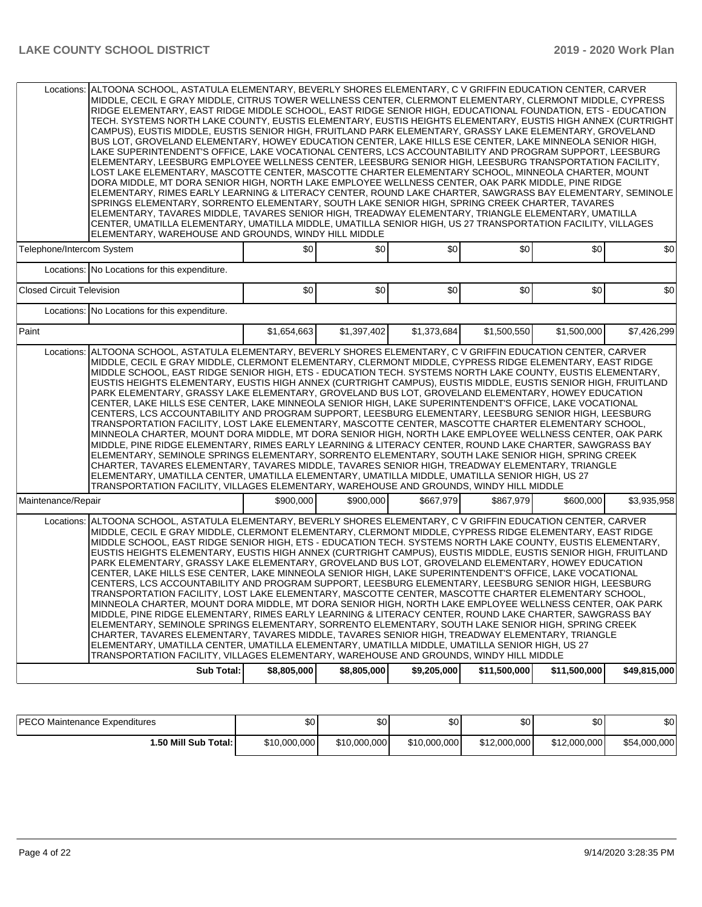| | | | | | | |
|---|---|---|---|---|---|---|
| Locations: | ALTOONA SCHOOL, ASTATULA ELEMENTARY, BEVERLY SHORES ELEMENTARY, C V GRIFFIN EDUCATION CENTER, CARVER MIDDLE, CECIL E GRAY MIDDLE, CITRUS TOWER WELLNESS CENTER, CLERMONT ELEMENTARY, CLERMONT MIDDLE, CYPRESS RIDGE ELEMENTARY, EAST RIDGE MIDDLE SCHOOL, EAST RIDGE SENIOR HIGH, EDUCATIONAL FOUNDATION, ETS - EDUCATION TECH. SYSTEMS NORTH LAKE COUNTY, EUSTIS ELEMENTARY, EUSTIS HEIGHTS ELEMENTARY, EUSTIS HIGH ANNEX (CURTRIGHT CAMPUS), EUSTIS MIDDLE, EUSTIS SENIOR HIGH, FRUITLAND PARK ELEMENTARY, GRASSY LAKE ELEMENTARY, GROVELAND BUS LOT, GROVELAND ELEMENTARY, HOWEY EDUCATION CENTER, LAKE HILLS ESE CENTER, LAKE MINNEOLA SENIOR HIGH, LAKE SUPERINTENDENT'S OFFICE, LAKE VOCATIONAL CENTERS, LCS ACCOUNTABILITY AND PROGRAM SUPPORT, LEESBURG ELEMENTARY, LEESBURG EMPLOYEE WELLNESS CENTER, LEESBURG SENIOR HIGH, LEESBURG TRANSPORTATION FACILITY, LOST LAKE ELEMENTARY, MASCOTTE CENTER, MASCOTTE CHARTER ELEMENTARY SCHOOL, MINNEOLA CHARTER, MOUNT DORA MIDDLE, MT DORA SENIOR HIGH, NORTH LAKE EMPLOYEE WELLNESS CENTER, OAK PARK MIDDLE, PINE RIDGE ELEMENTARY, RIMES EARLY LEARNING & LITERACY CENTER, ROUND LAKE CHARTER, SAWGRASS BAY ELEMENTARY, SEMINOLE SPRINGS ELEMENTARY, SORRENTO ELEMENTARY, SOUTH LAKE SENIOR HIGH, SPRING CREEK CHARTER, TAVARES ELEMENTARY, TAVARES MIDDLE, TAVARES SENIOR HIGH, TREADWAY ELEMENTARY, TRIANGLE ELEMENTARY, UMATILLA CENTER, UMATILLA ELEMENTARY, UMATILLA MIDDLE, UMATILLA SENIOR HIGH, US 27 TRANSPORTATION FACILITY, VILLAGES ELEMENTARY, WAREHOUSE AND GROUNDS, WINDY HILL MIDDLE | | | | | |
| Telephone/Intercom System | | $0 | $0 | $0 | $0 | $0 | $0 |
| Locations: | No Locations for this expenditure. | | | | | | |
| Closed Circuit Television | | $0 | $0 | $0 | $0 | $0 | $0 |
| Locations: | No Locations for this expenditure. | | | | | | |
| Paint | | $1,654,663 | $1,397,402 | $1,373,684 | $1,500,550 | $1,500,000 | $7,426,299 |
| Locations: | ALTOONA SCHOOL, ASTATULA ELEMENTARY, BEVERLY SHORES ELEMENTARY, C V GRIFFIN EDUCATION CENTER, CARVER MIDDLE, CECIL E GRAY MIDDLE, CLERMONT ELEMENTARY, CLERMONT MIDDLE, CYPRESS RIDGE ELEMENTARY, EAST RIDGE MIDDLE SCHOOL, EAST RIDGE SENIOR HIGH, ETS - EDUCATION TECH. SYSTEMS NORTH LAKE COUNTY, EUSTIS ELEMENTARY, EUSTIS HEIGHTS ELEMENTARY, EUSTIS HIGH ANNEX (CURTRIGHT CAMPUS), EUSTIS MIDDLE, EUSTIS SENIOR HIGH, FRUITLAND PARK ELEMENTARY, GRASSY LAKE ELEMENTARY, GROVELAND BUS LOT, GROVELAND ELEMENTARY, HOWEY EDUCATION CENTER, LAKE HILLS ESE CENTER, LAKE MINNEOLA SENIOR HIGH, LAKE SUPERINTENDENT'S OFFICE, LAKE VOCATIONAL CENTERS, LCS ACCOUNTABILITY AND PROGRAM SUPPORT, LEESBURG ELEMENTARY, LEESBURG SENIOR HIGH, LEESBURG TRANSPORTATION FACILITY, LOST LAKE ELEMENTARY, MASCOTTE CENTER, MASCOTTE CHARTER ELEMENTARY SCHOOL, MINNEOLA CHARTER, MOUNT DORA MIDDLE, MT DORA SENIOR HIGH, NORTH LAKE EMPLOYEE WELLNESS CENTER, OAK PARK MIDDLE, PINE RIDGE ELEMENTARY, RIMES EARLY LEARNING & LITERACY CENTER, ROUND LAKE CHARTER, SAWGRASS BAY ELEMENTARY, SEMINOLE SPRINGS ELEMENTARY, SORRENTO ELEMENTARY, SOUTH LAKE SENIOR HIGH, SPRING CREEK CHARTER, TAVARES ELEMENTARY, TAVARES MIDDLE, TAVARES SENIOR HIGH, TREADWAY ELEMENTARY, TRIANGLE ELEMENTARY, UMATILLA CENTER, UMATILLA ELEMENTARY, UMATILLA MIDDLE, UMATILLA SENIOR HIGH, US 27 TRANSPORTATION FACILITY, VILLAGES ELEMENTARY, WAREHOUSE AND GROUNDS, WINDY HILL MIDDLE | | | | | | |
| Maintenance/Repair | | $900,000 | $900,000 | $667,979 | $867,979 | $600,000 | $3,935,958 |
| Locations: | ALTOONA SCHOOL, ASTATULA ELEMENTARY, BEVERLY SHORES ELEMENTARY, C V GRIFFIN EDUCATION CENTER, CARVER MIDDLE, CECIL E GRAY MIDDLE, CLERMONT ELEMENTARY, CLERMONT MIDDLE, CYPRESS RIDGE ELEMENTARY, EAST RIDGE MIDDLE SCHOOL, EAST RIDGE SENIOR HIGH, ETS - EDUCATION TECH. SYSTEMS NORTH LAKE COUNTY, EUSTIS ELEMENTARY, EUSTIS HEIGHTS ELEMENTARY, EUSTIS HIGH ANNEX (CURTRIGHT CAMPUS), EUSTIS MIDDLE, EUSTIS SENIOR HIGH, FRUITLAND PARK ELEMENTARY, GRASSY LAKE ELEMENTARY, GROVELAND BUS LOT, GROVELAND ELEMENTARY, HOWEY EDUCATION CENTER, LAKE HILLS ESE CENTER, LAKE MINNEOLA SENIOR HIGH, LAKE SUPERINTENDENT'S OFFICE, LAKE VOCATIONAL CENTERS, LCS ACCOUNTABILITY AND PROGRAM SUPPORT, LEESBURG ELEMENTARY, LEESBURG SENIOR HIGH, LEESBURG TRANSPORTATION FACILITY, LOST LAKE ELEMENTARY, MASCOTTE CENTER, MASCOTTE CHARTER ELEMENTARY SCHOOL, MINNEOLA CHARTER, MOUNT DORA MIDDLE, MT DORA SENIOR HIGH, NORTH LAKE EMPLOYEE WELLNESS CENTER, OAK PARK MIDDLE, PINE RIDGE ELEMENTARY, RIMES EARLY LEARNING & LITERACY CENTER, ROUND LAKE CHARTER, SAWGRASS BAY ELEMENTARY, SEMINOLE SPRINGS ELEMENTARY, SORRENTO ELEMENTARY, SOUTH LAKE SENIOR HIGH, SPRING CREEK CHARTER, TAVARES ELEMENTARY, TAVARES MIDDLE, TAVARES SENIOR HIGH, TREADWAY ELEMENTARY, TRIANGLE ELEMENTARY, UMATILLA CENTER, UMATILLA ELEMENTARY, UMATILLA MIDDLE, UMATILLA SENIOR HIGH, US 27 TRANSPORTATION FACILITY, VILLAGES ELEMENTARY, WAREHOUSE AND GROUNDS, WINDY HILL MIDDLE | | | | | | |
| | **Sub Total:** | **$8,805,000** | **$8,805,000** | **$9,205,000** | **$11,500,000** | **$11,500,000** | **$49,815,000** |

| | | | | | | |
|---|---|---|---|---|---|---|
| PECO Maintenance Expenditures | $0 | $0 | $0 | $0 | $0 | $0 |
| **1.50 Mill Sub Total:** | $10,000,000 | $10,000,000 | $10,000,000 | $12,000,000 | $12,000,000 | $54,000,000 |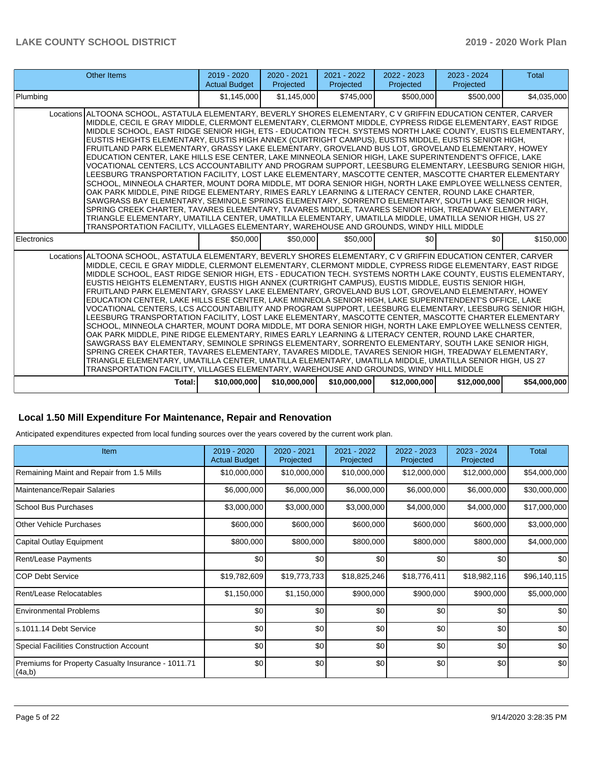| Other Items | 2019 - 2020 Actual Budget | 2020 - 2021 Projected | 2021 - 2022 Projected | 2022 - 2023 Projected | 2023 - 2024 Projected | Total |
|---|---|---|---|---|---|---|
| Plumbing | $1,145,000 | $1,145,000 | $745,000 | $500,000 | $500,000 | $4,035,000 |
| Locations ALTOONA SCHOOL, ASTATULA ELEMENTARY, BEVERLY SHORES ELEMENTARY, C V GRIFFIN EDUCATION CENTER, CARVER MIDDLE, CECIL E GRAY MIDDLE, CLERMONT ELEMENTARY, CLERMONT MIDDLE, CYPRESS RIDGE ELEMENTARY, EAST RIDGE MIDDLE SCHOOL, EAST RIDGE SENIOR HIGH, ETS - EDUCATION TECH. SYSTEMS NORTH LAKE COUNTY, EUSTIS ELEMENTARY, EUSTIS HEIGHTS ELEMENTARY, EUSTIS HIGH ANNEX (CURTRIGHT CAMPUS), EUSTIS MIDDLE, EUSTIS SENIOR HIGH, FRUITLAND PARK ELEMENTARY, GRASSY LAKE ELEMENTARY, GROVELAND BUS LOT, GROVELAND ELEMENTARY, HOWEY EDUCATION CENTER, LAKE HILLS ESE CENTER, LAKE MINNEOLA SENIOR HIGH, LAKE SUPERINTENDENT'S OFFICE, LAKE VOCATIONAL CENTERS, LCS ACCOUNTABILITY AND PROGRAM SUPPORT, LEESBURG ELEMENTARY, LEESBURG SENIOR HIGH, LEESBURG TRANSPORTATION FACILITY, LOST LAKE ELEMENTARY, MASCOTTE CENTER, MASCOTTE CHARTER ELEMENTARY SCHOOL, MINNEOLA CHARTER, MOUNT DORA MIDDLE, MT DORA SENIOR HIGH, NORTH LAKE EMPLOYEE WELLNESS CENTER, OAK PARK MIDDLE, PINE RIDGE ELEMENTARY, RIMES EARLY LEARNING & LITERACY CENTER, ROUND LAKE CHARTER, SAWGRASS BAY ELEMENTARY, SEMINOLE SPRINGS ELEMENTARY, SORRENTO ELEMENTARY, SOUTH LAKE SENIOR HIGH, SPRING CREEK CHARTER, TAVARES ELEMENTARY, TAVARES MIDDLE, TAVARES SENIOR HIGH, TREADWAY ELEMENTARY, TRIANGLE ELEMENTARY, UMATILLA CENTER, UMATILLA ELEMENTARY, UMATILLA MIDDLE, UMATILLA SENIOR HIGH, US 27 TRANSPORTATION FACILITY, VILLAGES ELEMENTARY, WAREHOUSE AND GROUNDS, WINDY HILL MIDDLE | | | | | | |
| Electronics | $50,000 | $50,000 | $50,000 | $0 | $0 | $150,000 |
| Locations ALTOONA SCHOOL, ASTATULA ELEMENTARY, BEVERLY SHORES ELEMENTARY, C V GRIFFIN EDUCATION CENTER, CARVER MIDDLE, CECIL E GRAY MIDDLE, CLERMONT ELEMENTARY, CLERMONT MIDDLE, CYPRESS RIDGE ELEMENTARY, EAST RIDGE MIDDLE SCHOOL, EAST RIDGE SENIOR HIGH, ETS - EDUCATION TECH. SYSTEMS NORTH LAKE COUNTY, EUSTIS ELEMENTARY, EUSTIS HEIGHTS ELEMENTARY, EUSTIS HIGH ANNEX (CURTRIGHT CAMPUS), EUSTIS MIDDLE, EUSTIS SENIOR HIGH, FRUITLAND PARK ELEMENTARY, GRASSY LAKE ELEMENTARY, GROVELAND BUS LOT, GROVELAND ELEMENTARY, HOWEY EDUCATION CENTER, LAKE HILLS ESE CENTER, LAKE MINNEOLA SENIOR HIGH, LAKE SUPERINTENDENT'S OFFICE, LAKE VOCATIONAL CENTERS, LCS ACCOUNTABILITY AND PROGRAM SUPPORT, LEESBURG ELEMENTARY, LEESBURG SENIOR HIGH, LEESBURG TRANSPORTATION FACILITY, LOST LAKE ELEMENTARY, MASCOTTE CENTER, MASCOTTE CHARTER ELEMENTARY SCHOOL, MINNEOLA CHARTER, MOUNT DORA MIDDLE, MT DORA SENIOR HIGH, NORTH LAKE EMPLOYEE WELLNESS CENTER, OAK PARK MIDDLE, PINE RIDGE ELEMENTARY, RIMES EARLY LEARNING & LITERACY CENTER, ROUND LAKE CHARTER, SAWGRASS BAY ELEMENTARY, SEMINOLE SPRINGS ELEMENTARY, SORRENTO ELEMENTARY, SOUTH LAKE SENIOR HIGH, SPRING CREEK CHARTER, TAVARES ELEMENTARY, TAVARES MIDDLE, TAVARES SENIOR HIGH, TREADWAY ELEMENTARY, TRIANGLE ELEMENTARY, UMATILLA CENTER, UMATILLA ELEMENTARY, UMATILLA MIDDLE, UMATILLA SENIOR HIGH, US 27 TRANSPORTATION FACILITY, VILLAGES ELEMENTARY, WAREHOUSE AND GROUNDS, WINDY HILL MIDDLE | | | | | | |
| Total: | $10,000,000 | $10,000,000 | $10,000,000 | $12,000,000 | $12,000,000 | $54,000,000 |

## Local 1.50 Mill Expenditure For Maintenance, Repair and Renovation

Anticipated expenditures expected from local funding sources over the years covered by the current work plan.

| Item | 2019 - 2020 Actual Budget | 2020 - 2021 Projected | 2021 - 2022 Projected | 2022 - 2023 Projected | 2023 - 2024 Projected | Total |
|---|---|---|---|---|---|---|
| Remaining Maint and Repair from 1.5 Mills | $10,000,000 | $10,000,000 | $10,000,000 | $12,000,000 | $12,000,000 | $54,000,000 |
| Maintenance/Repair Salaries | $6,000,000 | $6,000,000 | $6,000,000 | $6,000,000 | $6,000,000 | $30,000,000 |
| School Bus Purchases | $3,000,000 | $3,000,000 | $3,000,000 | $4,000,000 | $4,000,000 | $17,000,000 |
| Other Vehicle Purchases | $600,000 | $600,000 | $600,000 | $600,000 | $600,000 | $3,000,000 |
| Capital Outlay Equipment | $800,000 | $800,000 | $800,000 | $800,000 | $800,000 | $4,000,000 |
| Rent/Lease Payments | $0 | $0 | $0 | $0 | $0 | $0 |
| COP Debt Service | $19,782,609 | $19,773,733 | $18,825,246 | $18,776,411 | $18,982,116 | $96,140,115 |
| Rent/Lease Relocatables | $1,150,000 | $1,150,000 | $900,000 | $900,000 | $900,000 | $5,000,000 |
| Environmental Problems | $0 | $0 | $0 | $0 | $0 | $0 |
| s.1011.14 Debt Service | $0 | $0 | $0 | $0 | $0 | $0 |
| Special Facilities Construction Account | $0 | $0 | $0 | $0 | $0 | $0 |
| Premiums for Property Casualty Insurance - 1011.71 (4a,b) | $0 | $0 | $0 | $0 | $0 | $0 |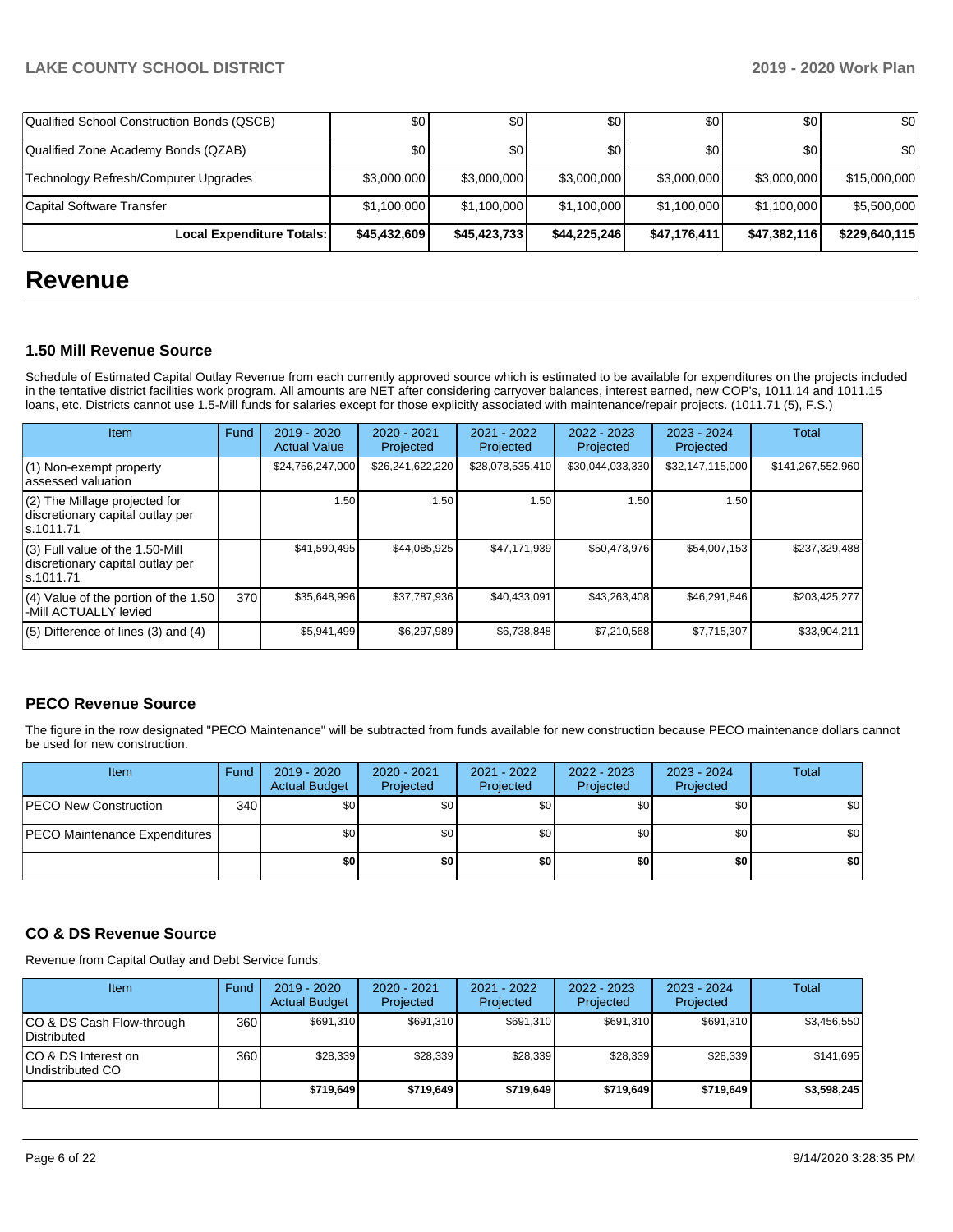| | | | | | | |
|---|---|---|---|---|---|---|
| Qualified School Construction Bonds (QSCB) | $0 | $0 | $0 | $0 | $0 | $0 |
| Qualified Zone Academy Bonds (QZAB) | $0 | $0 | $0 | $0 | $0 | $0 |
| Technology Refresh/Computer Upgrades | $3,000,000 | $3,000,000 | $3,000,000 | $3,000,000 | $3,000,000 | $15,000,000 |
| Capital Software Transfer | $1,100,000 | $1,100,000 | $1,100,000 | $1,100,000 | $1,100,000 | $5,500,000 |
| **Local Expenditure Totals:** | **$45,432,609** | **$45,423,733** | **$44,225,246** | **$47,176,411** | **$47,382,116** | **$229,640,115** |

# Revenue

### 1.50 Mill Revenue Source

Schedule of Estimated Capital Outlay Revenue from each currently approved source which is estimated to be available for expenditures on the projects included in the tentative district facilities work program. All amounts are NET after considering carryover balances, interest earned, new COP's, 1011.14 and 1011.15 loans, etc. Districts cannot use 1.5-Mill funds for salaries except for those explicitly associated with maintenance/repair projects. (1011.71 (5), F.S.)

| Item | Fund | 2019 - 2020 Actual Value | 2020 - 2021 Projected | 2021 - 2022 Projected | 2022 - 2023 Projected | 2023 - 2024 Projected | Total |
|---|---|---|---|---|---|---|---|
| (1) Non-exempt property assessed valuation | | $24,756,247,000 | $26,241,622,220 | $28,078,535,410 | $30,044,033,330 | $32,147,115,000 | $141,267,552,960 |
| (2) The Millage projected for discretionary capital outlay per s.1011.71 | | 1.50 | 1.50 | 1.50 | 1.50 | 1.50 | |
| (3) Full value of the 1.50-Mill discretionary capital outlay per s.1011.71 | | $41,590,495 | $44,085,925 | $47,171,939 | $50,473,976 | $54,007,153 | $237,329,488 |
| (4) Value of the portion of the 1.50 -Mill ACTUALLY levied | 370 | $35,648,996 | $37,787,936 | $40,433,091 | $43,263,408 | $46,291,846 | $203,425,277 |
| (5) Difference of lines (3) and (4) | | $5,941,499 | $6,297,989 | $6,738,848 | $7,210,568 | $7,715,307 | $33,904,211 |

### PECO Revenue Source

The figure in the row designated "PECO Maintenance" will be subtracted from funds available for new construction because PECO maintenance dollars cannot be used for new construction.

| Item | Fund | 2019 - 2020 Actual Budget | 2020 - 2021 Projected | 2021 - 2022 Projected | 2022 - 2023 Projected | 2023 - 2024 Projected | Total |
|---|---|---|---|---|---|---|---|
| PECO New Construction | 340 | $0 | $0 | $0 | $0 | $0 | $0 |
| PECO Maintenance Expenditures | | $0 | $0 | $0 | $0 | $0 | $0 |
| | | **$0** | **$0** | **$0** | **$0** | **$0** | **$0** |

### CO & DS Revenue Source

Revenue from Capital Outlay and Debt Service funds.

| Item | Fund | 2019 - 2020 Actual Budget | 2020 - 2021 Projected | 2021 - 2022 Projected | 2022 - 2023 Projected | 2023 - 2024 Projected | Total |
|---|---|---|---|---|---|---|---|
| CO & DS Cash Flow-through Distributed | 360 | $691,310 | $691,310 | $691,310 | $691,310 | $691,310 | $3,456,550 |
| CO & DS Interest on Undistributed CO | 360 | $28,339 | $28,339 | $28,339 | $28,339 | $28,339 | $141,695 |
| | | **$719,649** | **$719,649** | **$719,649** | **$719,649** | **$719,649** | **$3,598,245** |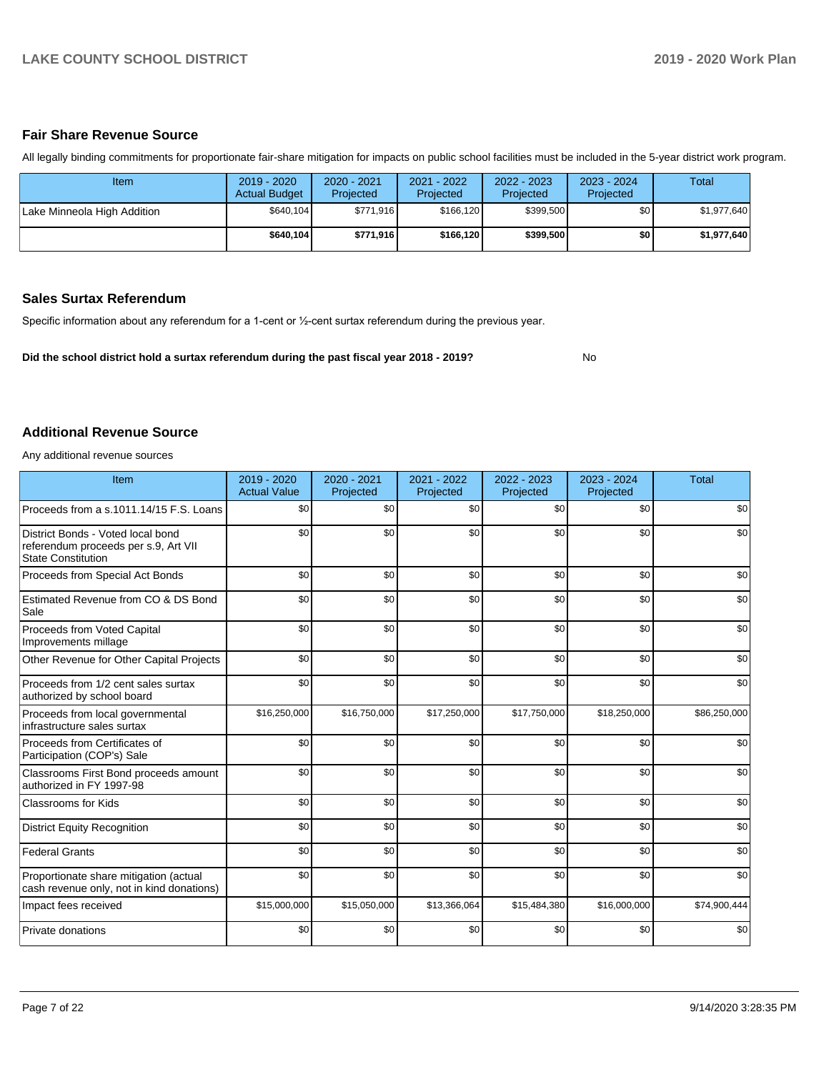## Fair Share Revenue Source

All legally binding commitments for proportionate fair-share mitigation for impacts on public school facilities must be included in the 5-year district work program.

| Item | 2019 - 2020 Actual Budget | 2020 - 2021 Projected | 2021 - 2022 Projected | 2022 - 2023 Projected | 2023 - 2024 Projected | Total |
|---|---|---|---|---|---|---|
| Lake Minneola High Addition | $640,104 | $771,916 | $166,120 | $399,500 | $0 | $1,977,640 |
| | **$640,104** | **$771,916** | **$166,120** | **$399,500** | **$0** | **$1,977,640** |

## Sales Surtax Referendum

Specific information about any referendum for a 1-cent or ½-cent surtax referendum during the previous year.

**Did the school district hold a surtax referendum during the past fiscal year 2018 - 2019?** No

## Additional Revenue Source

Any additional revenue sources

| Item | 2019 - 2020 Actual Value | 2020 - 2021 Projected | 2021 - 2022 Projected | 2022 - 2023 Projected | 2023 - 2024 Projected | Total |
|---|---|---|---|---|---|---|
| Proceeds from a s.1011.14/15 F.S. Loans | $0 | $0 | $0 | $0 | $0 | $0 |
| District Bonds - Voted local bond referendum proceeds per s.9, Art VII State Constitution | $0 | $0 | $0 | $0 | $0 | $0 |
| Proceeds from Special Act Bonds | $0 | $0 | $0 | $0 | $0 | $0 |
| Estimated Revenue from CO & DS Bond Sale | $0 | $0 | $0 | $0 | $0 | $0 |
| Proceeds from Voted Capital Improvements millage | $0 | $0 | $0 | $0 | $0 | $0 |
| Other Revenue for Other Capital Projects | $0 | $0 | $0 | $0 | $0 | $0 |
| Proceeds from 1/2 cent sales surtax authorized by school board | $0 | $0 | $0 | $0 | $0 | $0 |
| Proceeds from local governmental infrastructure sales surtax | $16,250,000 | $16,750,000 | $17,250,000 | $17,750,000 | $18,250,000 | $86,250,000 |
| Proceeds from Certificates of Participation (COP's) Sale | $0 | $0 | $0 | $0 | $0 | $0 |
| Classrooms First Bond proceeds amount authorized in FY 1997-98 | $0 | $0 | $0 | $0 | $0 | $0 |
| Classrooms for Kids | $0 | $0 | $0 | $0 | $0 | $0 |
| District Equity Recognition | $0 | $0 | $0 | $0 | $0 | $0 |
| Federal Grants | $0 | $0 | $0 | $0 | $0 | $0 |
| Proportionate share mitigation (actual cash revenue only, not in kind donations) | $0 | $0 | $0 | $0 | $0 | $0 |
| Impact fees received | $15,000,000 | $15,050,000 | $13,366,064 | $15,484,380 | $16,000,000 | $74,900,444 |
| Private donations | $0 | $0 | $0 | $0 | $0 | $0 |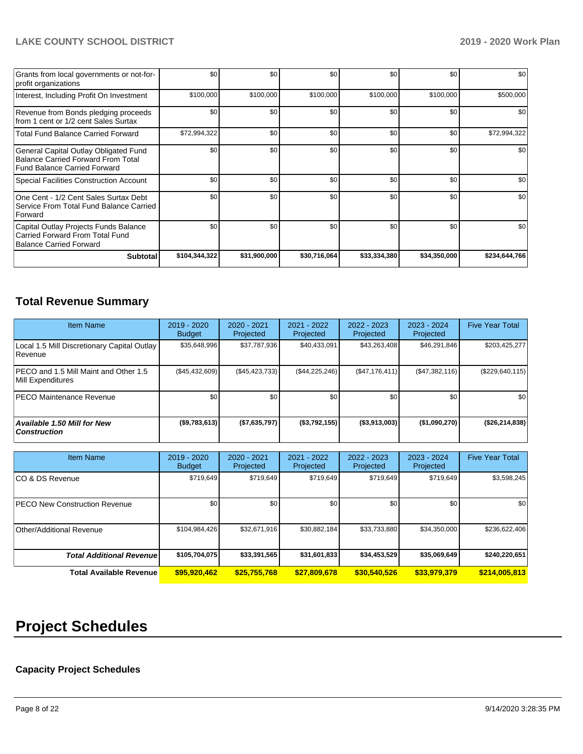| | | | | | | |
|---|---|---|---|---|---|---|
| Grants from local governments or not-for-profit organizations | $0 | $0 | $0 | $0 | $0 | $0 |
| Interest, Including Profit On Investment | $100,000 | $100,000 | $100,000 | $100,000 | $100,000 | $500,000 |
| Revenue from Bonds pledging proceeds from 1 cent or 1/2 cent Sales Surtax | $0 | $0 | $0 | $0 | $0 | $0 |
| Total Fund Balance Carried Forward | $72,994,322 | $0 | $0 | $0 | $0 | $72,994,322 |
| General Capital Outlay Obligated Fund Balance Carried Forward From Total Fund Balance Carried Forward | $0 | $0 | $0 | $0 | $0 | $0 |
| Special Facilities Construction Account | $0 | $0 | $0 | $0 | $0 | $0 |
| One Cent - 1/2 Cent Sales Surtax Debt Service From Total Fund Balance Carried Forward | $0 | $0 | $0 | $0 | $0 | $0 |
| Capital Outlay Projects Funds Balance Carried Forward From Total Fund Balance Carried Forward | $0 | $0 | $0 | $0 | $0 | $0 |
| **Subtotal** | **$104,344,322** | **$31,900,000** | **$30,716,064** | **$33,334,380** | **$34,350,000** | **$234,644,766** |

## Total Revenue Summary

| Item Name | 2019 - 2020 Budget | 2020 - 2021 Projected | 2021 - 2022 Projected | 2022 - 2023 Projected | 2023 - 2024 Projected | Five Year Total |
|---|---|---|---|---|---|---|
| Local 1.5 Mill Discretionary Capital Outlay Revenue | $35,648,996 | $37,787,936 | $40,433,091 | $43,263,408 | $46,291,846 | $203,425,277 |
| PECO and 1.5 Mill Maint and Other 1.5 Mill Expenditures | ($45,432,609) | ($45,423,733) | ($44,225,246) | ($47,176,411) | ($47,382,116) | ($229,640,115) |
| PECO Maintenance Revenue | $0 | $0 | $0 | $0 | $0 | $0 |
| ***Available 1.50 Mill for New Construction*** | **($9,783,613)** | **($7,635,797)** | **($3,792,155)** | **($3,913,003)** | **($1,090,270)** | **($26,214,838)** |

| Item Name | 2019 - 2020 Budget | 2020 - 2021 Projected | 2021 - 2022 Projected | 2022 - 2023 Projected | 2023 - 2024 Projected | Five Year Total |
|---|---|---|---|---|---|---|
| CO & DS Revenue | $719,649 | $719,649 | $719,649 | $719,649 | $719,649 | $3,598,245 |
| PECO New Construction Revenue | $0 | $0 | $0 | $0 | $0 | $0 |
| Other/Additional Revenue | $104,984,426 | $32,671,916 | $30,882,184 | $33,733,880 | $34,350,000 | $236,622,406 |
| ***Total Additional Revenue*** | **$105,704,075** | **$33,391,565** | **$31,601,833** | **$34,453,529** | **$35,069,649** | **$240,220,651** |
| **Total Available Revenue** | **$95,920,462** | **$25,755,768** | **$27,809,678** | **$30,540,526** | **$33,979,379** | **$214,005,813** |

# Project Schedules

### Capacity Project Schedules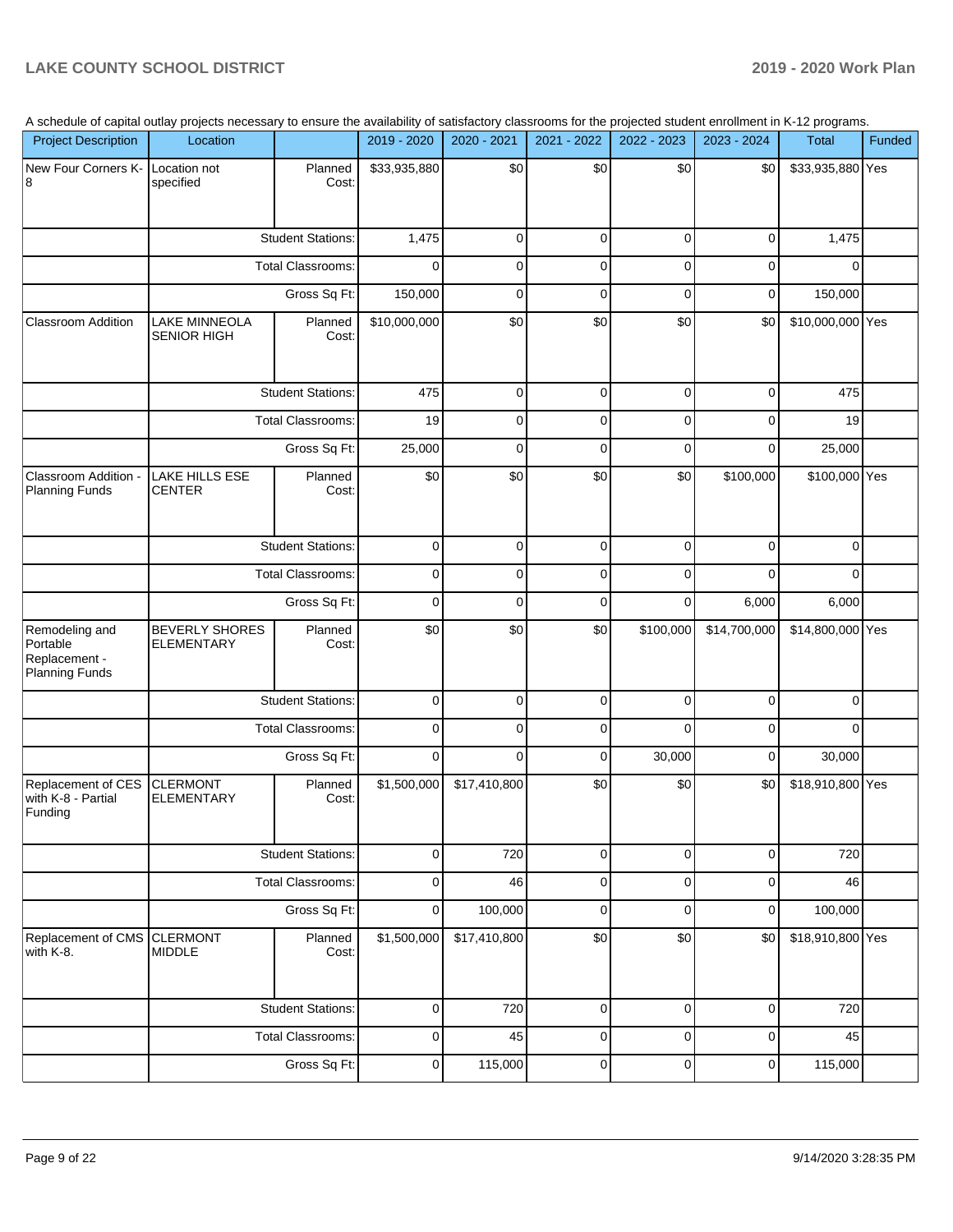A schedule of capital outlay projects necessary to ensure the availability of satisfactory classrooms for the projected student enrollment in K-12 programs.

| Project Description | Location | | 2019 - 2020 | 2020 - 2021 | 2021 - 2022 | 2022 - 2023 | 2023 - 2024 | Total | Funded |
|---|---|---|---|---|---|---|---|---|---|
| New Four Corners K-8 | Location not specified | Planned Cost: | $33,935,880 | $0 | $0 | $0 | $0 | $33,935,880 | Yes |
| | | Student Stations: | 1,475 | 0 | 0 | 0 | 0 | 1,475 | |
| | | Total Classrooms: | 0 | 0 | 0 | 0 | 0 | 0 | |
| | | Gross Sq Ft: | 150,000 | 0 | 0 | 0 | 0 | 150,000 | |
| Classroom Addition | LAKE MINNEOLA SENIOR HIGH | Planned Cost: | $10,000,000 | $0 | $0 | $0 | $0 | $10,000,000 | Yes |
| | | Student Stations: | 475 | 0 | 0 | 0 | 0 | 475 | |
| | | Total Classrooms: | 19 | 0 | 0 | 0 | 0 | 19 | |
| | | Gross Sq Ft: | 25,000 | 0 | 0 | 0 | 0 | 25,000 | |
| Classroom Addition - Planning Funds | LAKE HILLS ESE CENTER | Planned Cost: | $0 | $0 | $0 | $0 | $100,000 | $100,000 | Yes |
| | | Student Stations: | 0 | 0 | 0 | 0 | 0 | 0 | |
| | | Total Classrooms: | 0 | 0 | 0 | 0 | 0 | 0 | |
| | | Gross Sq Ft: | 0 | 0 | 0 | 0 | 6,000 | 6,000 | |
| Remodeling and Portable Replacement - Planning Funds | BEVERLY SHORES ELEMENTARY | Planned Cost: | $0 | $0 | $0 | $100,000 | $14,700,000 | $14,800,000 | Yes |
| | | Student Stations: | 0 | 0 | 0 | 0 | 0 | 0 | |
| | | Total Classrooms: | 0 | 0 | 0 | 0 | 0 | 0 | |
| | | Gross Sq Ft: | 0 | 0 | 0 | 30,000 | 0 | 30,000 | |
| Replacement of CES with K-8 - Partial Funding | CLERMONT ELEMENTARY | Planned Cost: | $1,500,000 | $17,410,800 | $0 | $0 | $0 | $18,910,800 | Yes |
| | | Student Stations: | 0 | 720 | 0 | 0 | 0 | 720 | |
| | | Total Classrooms: | 0 | 46 | 0 | 0 | 0 | 46 | |
| | | Gross Sq Ft: | 0 | 100,000 | 0 | 0 | 0 | 100,000 | |
| Replacement of CMS with K-8. | CLERMONT MIDDLE | Planned Cost: | $1,500,000 | $17,410,800 | $0 | $0 | $0 | $18,910,800 | Yes |
| | | Student Stations: | 0 | 720 | 0 | 0 | 0 | 720 | |
| | | Total Classrooms: | 0 | 45 | 0 | 0 | 0 | 45 | |
| | | Gross Sq Ft: | 0 | 115,000 | 0 | 0 | 0 | 115,000 | |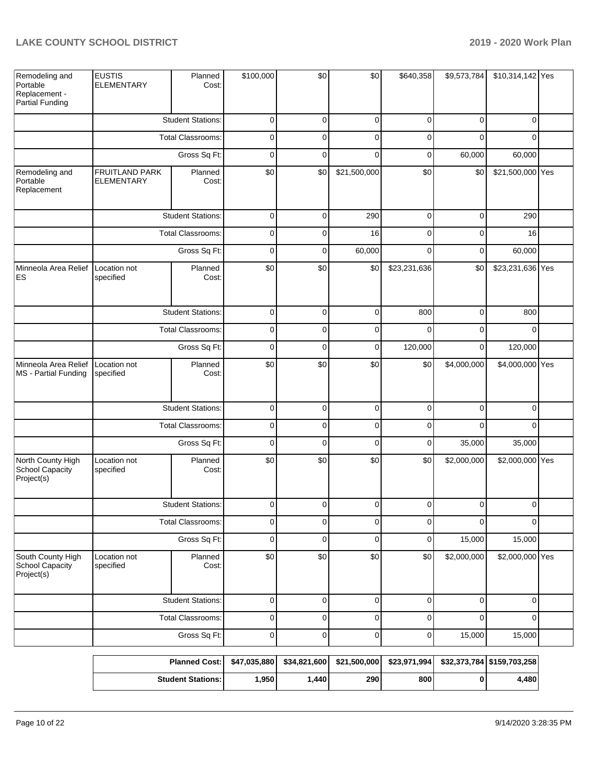| | | | | | | | | | |
|---|---|---|---|---|---|---|---|---|---|
| Remodeling and Portable Replacement - Partial Funding | EUSTIS ELEMENTARY | Planned Cost: | $100,000 | $0 | $0 | $640,358 | $9,573,784 | $10,314,142 | Yes |
| | Student Stations: | | 0 | 0 | 0 | 0 | 0 | 0 | |
| | Total Classrooms: | | 0 | 0 | 0 | 0 | 0 | 0 | |
| | Gross Sq Ft: | | 0 | 0 | 0 | 0 | 60,000 | 60,000 | |
| Remodeling and Portable Replacement | FRUITLAND PARK ELEMENTARY | Planned Cost: | $0 | $0 | $21,500,000 | $0 | $0 | $21,500,000 | Yes |
| | Student Stations: | | 0 | 0 | 290 | 0 | 0 | 290 | |
| | Total Classrooms: | | 0 | 0 | 16 | 0 | 0 | 16 | |
| | Gross Sq Ft: | | 0 | 0 | 60,000 | 0 | 0 | 60,000 | |
| Minneola Area Relief ES | Location not specified | Planned Cost: | $0 | $0 | $0 | $23,231,636 | $0 | $23,231,636 | Yes |
| | Student Stations: | | 0 | 0 | 0 | 800 | 0 | 800 | |
| | Total Classrooms: | | 0 | 0 | 0 | 0 | 0 | 0 | |
| | Gross Sq Ft: | | 0 | 0 | 0 | 120,000 | 0 | 120,000 | |
| Minneola Area Relief MS - Partial Funding | Location not specified | Planned Cost: | $0 | $0 | $0 | $0 | $4,000,000 | $4,000,000 | Yes |
| | Student Stations: | | 0 | 0 | 0 | 0 | 0 | 0 | |
| | Total Classrooms: | | 0 | 0 | 0 | 0 | 0 | 0 | |
| | Gross Sq Ft: | | 0 | 0 | 0 | 0 | 35,000 | 35,000 | |
| North County High School Capacity Project(s) | Location not specified | Planned Cost: | $0 | $0 | $0 | $0 | $2,000,000 | $2,000,000 | Yes |
| | Student Stations: | | 0 | 0 | 0 | 0 | 0 | 0 | |
| | Total Classrooms: | | 0 | 0 | 0 | 0 | 0 | 0 | |
| | Gross Sq Ft: | | 0 | 0 | 0 | 0 | 15,000 | 15,000 | |
| South County High School Capacity Project(s) | Location not specified | Planned Cost: | $0 | $0 | $0 | $0 | $2,000,000 | $2,000,000 | Yes |
| | Student Stations: | | 0 | 0 | 0 | 0 | 0 | 0 | |
| | Total Classrooms: | | 0 | 0 | 0 | 0 | 0 | 0 | |
| | Gross Sq Ft: | | 0 | 0 | 0 | 0 | 15,000 | 15,000 | |

| | | | | | | |
|---|---|---|---|---|---|---|
| **Planned Cost:** | **$47,035,880** | **$34,821,600** | **$21,500,000** | **$23,971,994** | **$32,373,784** | **$159,703,258** |
| **Student Stations:** | **1,950** | **1,440** | **290** | **800** | **0** | **4,480** |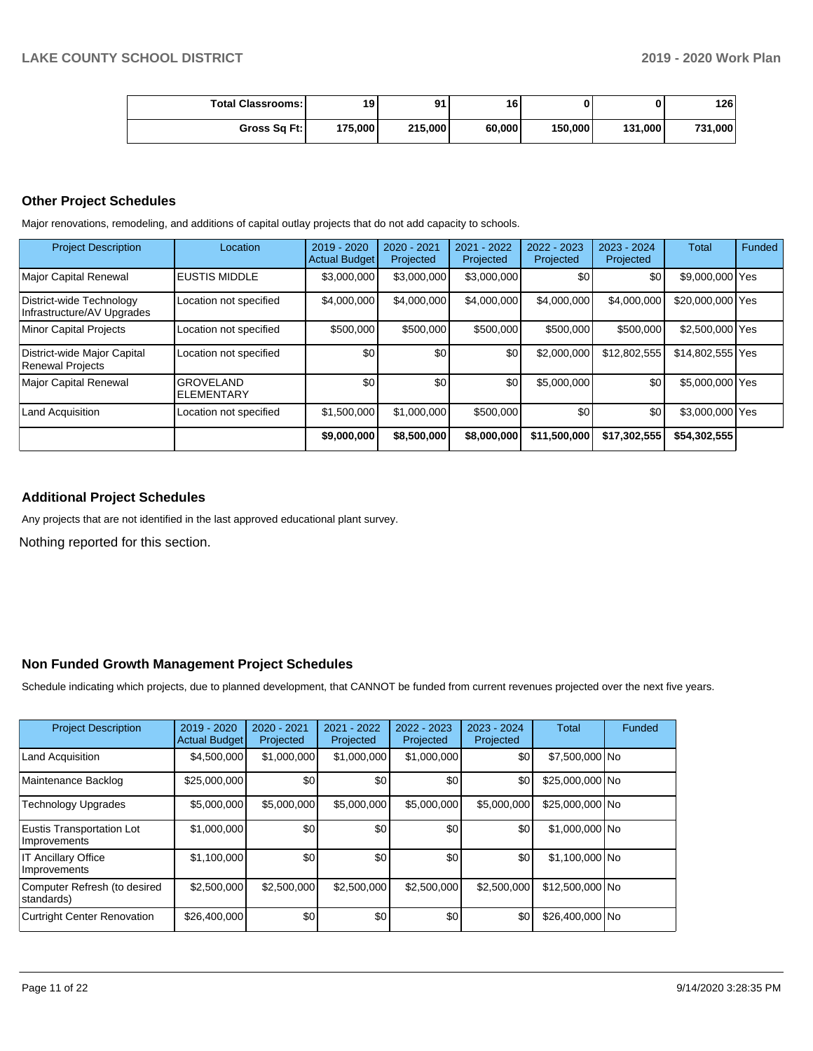| Total Classrooms: | 19 | 91 | 16 | 0 | 0 | 126 |
|---|---|---|---|---|---|---|
| Gross Sq Ft: | 175,000 | 215,000 | 60,000 | 150,000 | 131,000 | 731,000 |

## Other Project Schedules

Major renovations, remodeling, and additions of capital outlay projects that do not add capacity to schools.

| Project Description | Location | 2019 - 2020 Actual Budget | 2020 - 2021 Projected | 2021 - 2022 Projected | 2022 - 2023 Projected | 2023 - 2024 Projected | Total | Funded |
|---|---|---|---|---|---|---|---|---|
| Major Capital Renewal | EUSTIS MIDDLE | $3,000,000 | $3,000,000 | $3,000,000 | $0 | $0 | $9,000,000 | Yes |
| District-wide Technology Infrastructure/AV Upgrades | Location not specified | $4,000,000 | $4,000,000 | $4,000,000 | $4,000,000 | $4,000,000 | $20,000,000 | Yes |
| Minor Capital Projects | Location not specified | $500,000 | $500,000 | $500,000 | $500,000 | $500,000 | $2,500,000 | Yes |
| District-wide Major Capital Renewal Projects | Location not specified | $0 | $0 | $0 | $2,000,000 | $12,802,555 | $14,802,555 | Yes |
| Major Capital Renewal | GROVELAND ELEMENTARY | $0 | $0 | $0 | $5,000,000 | $0 | $5,000,000 | Yes |
| Land Acquisition | Location not specified | $1,500,000 | $1,000,000 | $500,000 | $0 | $0 | $3,000,000 | Yes |
| | | $9,000,000 | $8,500,000 | $8,000,000 | $11,500,000 | $17,302,555 | $54,302,555 | |

## Additional Project Schedules

Any projects that are not identified in the last approved educational plant survey.

Nothing reported for this section.

## Non Funded Growth Management Project Schedules

Schedule indicating which projects, due to planned development, that CANNOT be funded from current revenues projected over the next five years.

| Project Description | 2019 - 2020 Actual Budget | 2020 - 2021 Projected | 2021 - 2022 Projected | 2022 - 2023 Projected | 2023 - 2024 Projected | Total | Funded |
|---|---|---|---|---|---|---|---|
| Land Acquisition | $4,500,000 | $1,000,000 | $1,000,000 | $1,000,000 | $0 | $7,500,000 | No |
| Maintenance Backlog | $25,000,000 | $0 | $0 | $0 | $0 | $25,000,000 | No |
| Technology Upgrades | $5,000,000 | $5,000,000 | $5,000,000 | $5,000,000 | $5,000,000 | $25,000,000 | No |
| Eustis Transportation Lot Improvements | $1,000,000 | $0 | $0 | $0 | $0 | $1,000,000 | No |
| IT Ancillary Office Improvements | $1,100,000 | $0 | $0 | $0 | $0 | $1,100,000 | No |
| Computer Refresh (to desired standards) | $2,500,000 | $2,500,000 | $2,500,000 | $2,500,000 | $2,500,000 | $12,500,000 | No |
| Curtright Center Renovation | $26,400,000 | $0 | $0 | $0 | $0 | $26,400,000 | No |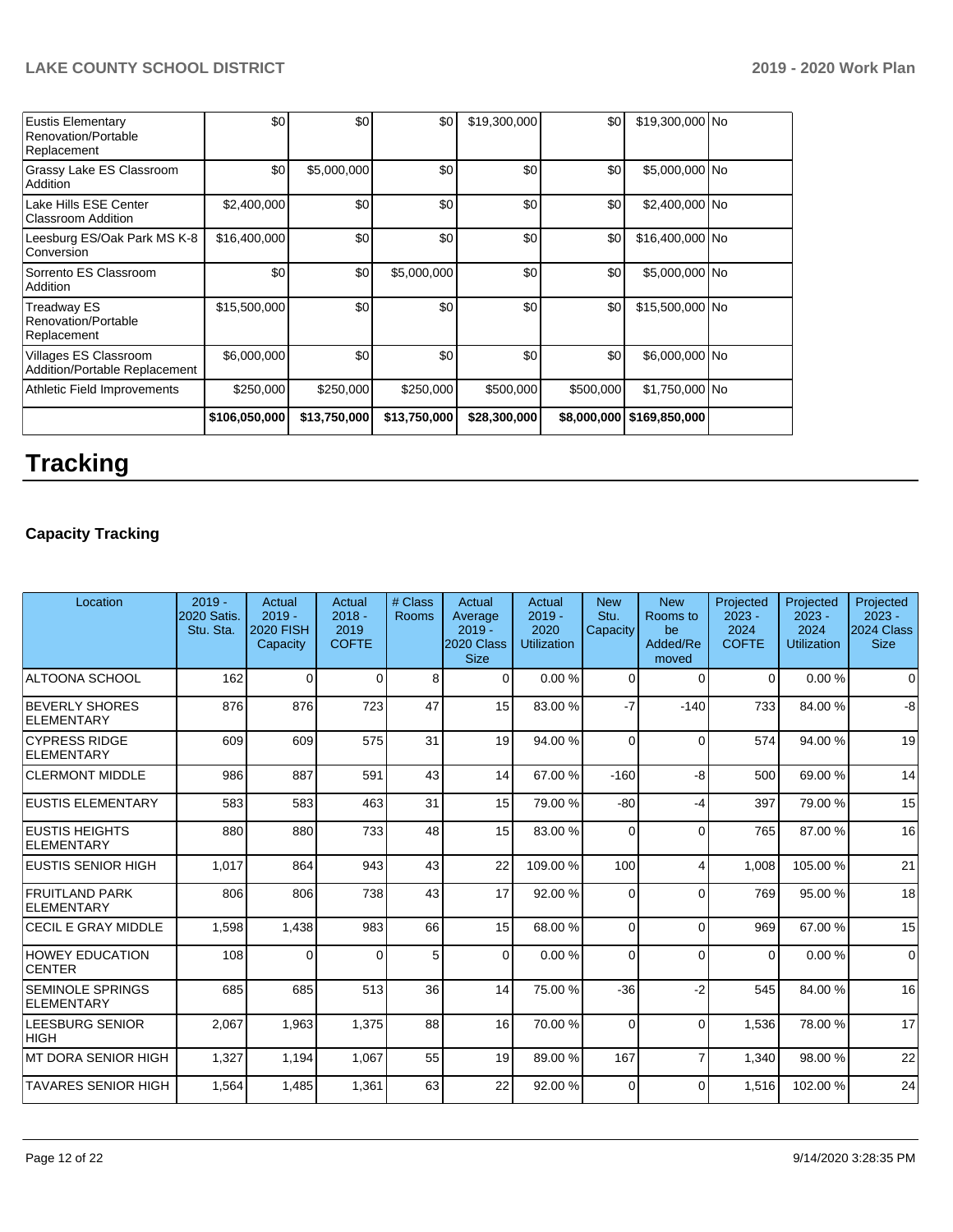| | | | | | | | |
|---|---|---|---|---|---|---|---|
| Eustis Elementary Renovation/Portable Replacement | $0 | $0 | $0 | $19,300,000 | $0 | $19,300,000 | No |
| Grassy Lake ES Classroom Addition | $0 | $5,000,000 | $0 | $0 | $0 | $5,000,000 | No |
| Lake Hills ESE Center Classroom Addition | $2,400,000 | $0 | $0 | $0 | $0 | $2,400,000 | No |
| Leesburg ES/Oak Park MS K-8 Conversion | $16,400,000 | $0 | $0 | $0 | $0 | $16,400,000 | No |
| Sorrento ES Classroom Addition | $0 | $0 | $5,000,000 | $0 | $0 | $5,000,000 | No |
| Treadway ES Renovation/Portable Replacement | $15,500,000 | $0 | $0 | $0 | $0 | $15,500,000 | No |
| Villages ES Classroom Addition/Portable Replacement | $6,000,000 | $0 | $0 | $0 | $0 | $6,000,000 | No |
| Athletic Field Improvements | $250,000 | $250,000 | $250,000 | $500,000 | $500,000 | $1,750,000 | No |
| | **$106,050,000** | **$13,750,000** | **$13,750,000** | **$28,300,000** | **$8,000,000** | **$169,850,000** | |

# Tracking

### Capacity Tracking

| Location | 2019 - 2020 Satis. Stu. Sta. | Actual 2019 - 2020 FISH Capacity | Actual 2018 - 2019 COFTE | # Class Rooms | Actual Average 2019 - 2020 Class Size | Actual 2019 - 2020 Utilization | New Stu. Capacity | New Rooms to be Added/Removed | Projected 2023 - 2024 COFTE | Projected 2023 - 2024 Utilization | Projected 2023 - 2024 Class Size |
|---|---|---|---|---|---|---|---|---|---|---|---|
| ALTOONA SCHOOL | 162 | 0 | 0 | 8 | 0 | 0.00 % | 0 | 0 | 0 | 0.00 % | 0 |
| BEVERLY SHORES ELEMENTARY | 876 | 876 | 723 | 47 | 15 | 83.00 % | -7 | -140 | 733 | 84.00 % | -8 |
| CYPRESS RIDGE ELEMENTARY | 609 | 609 | 575 | 31 | 19 | 94.00 % | 0 | 0 | 574 | 94.00 % | 19 |
| CLERMONT MIDDLE | 986 | 887 | 591 | 43 | 14 | 67.00 % | -160 | -8 | 500 | 69.00 % | 14 |
| EUSTIS ELEMENTARY | 583 | 583 | 463 | 31 | 15 | 79.00 % | -80 | -4 | 397 | 79.00 % | 15 |
| EUSTIS HEIGHTS ELEMENTARY | 880 | 880 | 733 | 48 | 15 | 83.00 % | 0 | 0 | 765 | 87.00 % | 16 |
| EUSTIS SENIOR HIGH | 1,017 | 864 | 943 | 43 | 22 | 109.00 % | 100 | 4 | 1,008 | 105.00 % | 21 |
| FRUITLAND PARK ELEMENTARY | 806 | 806 | 738 | 43 | 17 | 92.00 % | 0 | 0 | 769 | 95.00 % | 18 |
| CECIL E GRAY MIDDLE | 1,598 | 1,438 | 983 | 66 | 15 | 68.00 % | 0 | 0 | 969 | 67.00 % | 15 |
| HOWEY EDUCATION CENTER | 108 | 0 | 0 | 5 | 0 | 0.00 % | 0 | 0 | 0 | 0.00 % | 0 |
| SEMINOLE SPRINGS ELEMENTARY | 685 | 685 | 513 | 36 | 14 | 75.00 % | -36 | -2 | 545 | 84.00 % | 16 |
| LEESBURG SENIOR HIGH | 2,067 | 1,963 | 1,375 | 88 | 16 | 70.00 % | 0 | 0 | 1,536 | 78.00 % | 17 |
| MT DORA SENIOR HIGH | 1,327 | 1,194 | 1,067 | 55 | 19 | 89.00 % | 167 | 7 | 1,340 | 98.00 % | 22 |
| TAVARES SENIOR HIGH | 1,564 | 1,485 | 1,361 | 63 | 22 | 92.00 % | 0 | 0 | 1,516 | 102.00 % | 24 |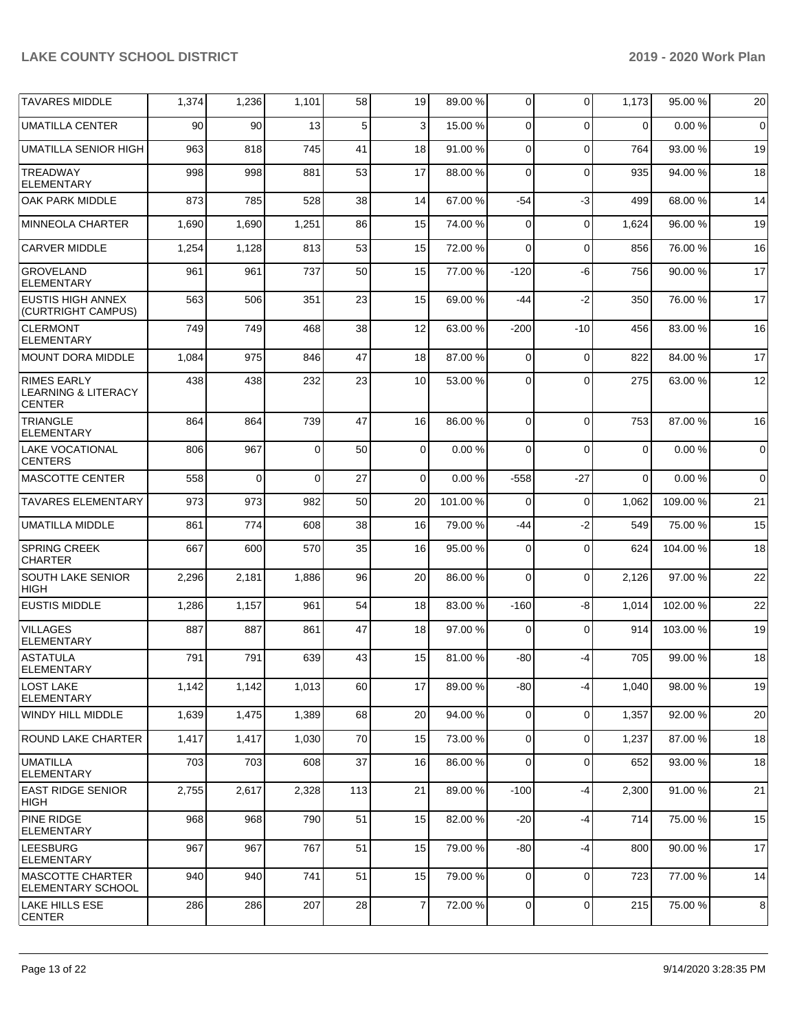| TAVARES MIDDLE | 1,374 | 1,236 | 1,101 | 58 | 19 | 89.00 % | 0 | 0 | 1,173 | 95.00 % | 20 |
|---|---|---|---|---|---|---|---|---|---|---|---|
| UMATILLA CENTER | 90 | 90 | 13 | 5 | 3 | 15.00 % | 0 | 0 | 0 | 0.00 % | 0 |
| UMATILLA SENIOR HIGH | 963 | 818 | 745 | 41 | 18 | 91.00 % | 0 | 0 | 764 | 93.00 % | 19 |
| TREADWAY ELEMENTARY | 998 | 998 | 881 | 53 | 17 | 88.00 % | 0 | 0 | 935 | 94.00 % | 18 |
| OAK PARK MIDDLE | 873 | 785 | 528 | 38 | 14 | 67.00 % | -54 | -3 | 499 | 68.00 % | 14 |
| MINNEOLA CHARTER | 1,690 | 1,690 | 1,251 | 86 | 15 | 74.00 % | 0 | 0 | 1,624 | 96.00 % | 19 |
| CARVER MIDDLE | 1,254 | 1,128 | 813 | 53 | 15 | 72.00 % | 0 | 0 | 856 | 76.00 % | 16 |
| GROVELAND ELEMENTARY | 961 | 961 | 737 | 50 | 15 | 77.00 % | -120 | -6 | 756 | 90.00 % | 17 |
| EUSTIS HIGH ANNEX (CURTRIGHT CAMPUS) | 563 | 506 | 351 | 23 | 15 | 69.00 % | -44 | -2 | 350 | 76.00 % | 17 |
| CLERMONT ELEMENTARY | 749 | 749 | 468 | 38 | 12 | 63.00 % | -200 | -10 | 456 | 83.00 % | 16 |
| MOUNT DORA MIDDLE | 1,084 | 975 | 846 | 47 | 18 | 87.00 % | 0 | 0 | 822 | 84.00 % | 17 |
| RIMES EARLY LEARNING & LITERACY CENTER | 438 | 438 | 232 | 23 | 10 | 53.00 % | 0 | 0 | 275 | 63.00 % | 12 |
| TRIANGLE ELEMENTARY | 864 | 864 | 739 | 47 | 16 | 86.00 % | 0 | 0 | 753 | 87.00 % | 16 |
| LAKE VOCATIONAL CENTERS | 806 | 967 | 0 | 50 | 0 | 0.00 % | 0 | 0 | 0 | 0.00 % | 0 |
| MASCOTTE CENTER | 558 | 0 | 0 | 27 | 0 | 0.00 % | -558 | -27 | 0 | 0.00 % | 0 |
| TAVARES ELEMENTARY | 973 | 973 | 982 | 50 | 20 | 101.00 % | 0 | 0 | 1,062 | 109.00 % | 21 |
| UMATILLA MIDDLE | 861 | 774 | 608 | 38 | 16 | 79.00 % | -44 | -2 | 549 | 75.00 % | 15 |
| SPRING CREEK CHARTER | 667 | 600 | 570 | 35 | 16 | 95.00 % | 0 | 0 | 624 | 104.00 % | 18 |
| SOUTH LAKE SENIOR HIGH | 2,296 | 2,181 | 1,886 | 96 | 20 | 86.00 % | 0 | 0 | 2,126 | 97.00 % | 22 |
| EUSTIS MIDDLE | 1,286 | 1,157 | 961 | 54 | 18 | 83.00 % | -160 | -8 | 1,014 | 102.00 % | 22 |
| VILLAGES ELEMENTARY | 887 | 887 | 861 | 47 | 18 | 97.00 % | 0 | 0 | 914 | 103.00 % | 19 |
| ASTATULA ELEMENTARY | 791 | 791 | 639 | 43 | 15 | 81.00 % | -80 | -4 | 705 | 99.00 % | 18 |
| LOST LAKE ELEMENTARY | 1,142 | 1,142 | 1,013 | 60 | 17 | 89.00 % | -80 | -4 | 1,040 | 98.00 % | 19 |
| WINDY HILL MIDDLE | 1,639 | 1,475 | 1,389 | 68 | 20 | 94.00 % | 0 | 0 | 1,357 | 92.00 % | 20 |
| ROUND LAKE CHARTER | 1,417 | 1,417 | 1,030 | 70 | 15 | 73.00 % | 0 | 0 | 1,237 | 87.00 % | 18 |
| UMATILLA ELEMENTARY | 703 | 703 | 608 | 37 | 16 | 86.00 % | 0 | 0 | 652 | 93.00 % | 18 |
| EAST RIDGE SENIOR HIGH | 2,755 | 2,617 | 2,328 | 113 | 21 | 89.00 % | -100 | -4 | 2,300 | 91.00 % | 21 |
| PINE RIDGE ELEMENTARY | 968 | 968 | 790 | 51 | 15 | 82.00 % | -20 | -4 | 714 | 75.00 % | 15 |
| LEESBURG ELEMENTARY | 967 | 967 | 767 | 51 | 15 | 79.00 % | -80 | -4 | 800 | 90.00 % | 17 |
| MASCOTTE CHARTER ELEMENTARY SCHOOL | 940 | 940 | 741 | 51 | 15 | 79.00 % | 0 | 0 | 723 | 77.00 % | 14 |
| LAKE HILLS ESE CENTER | 286 | 286 | 207 | 28 | 7 | 72.00 % | 0 | 0 | 215 | 75.00 % | 8 |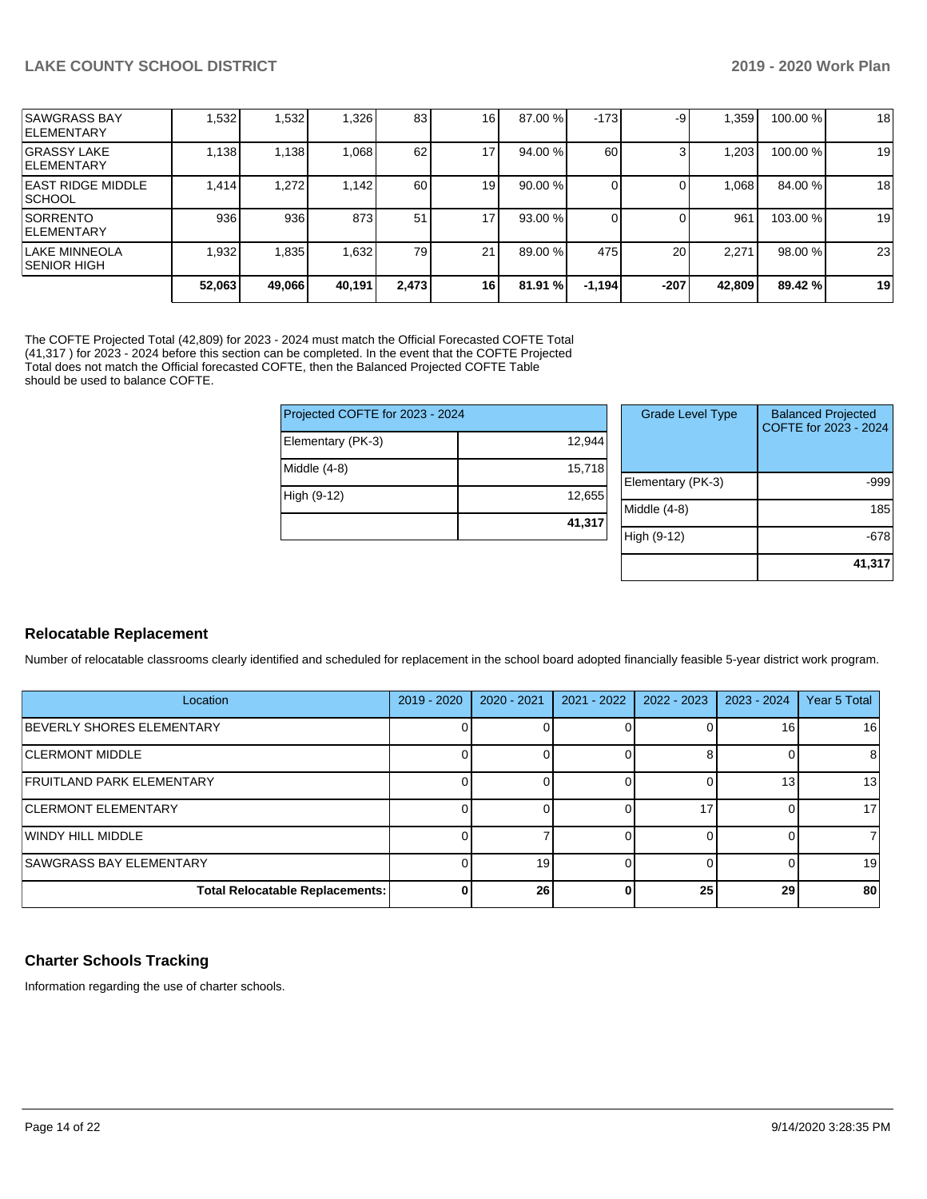| | | | | | | | | | | |
|---|---|---|---|---|---|---|---|---|---|---|
| SAWGRASS BAY ELEMENTARY | 1,532 | 1,532 | 1,326 | 83 | 16 | 87.00 % | -173 | -9 | 1,359 | 100.00 % | 18 |
| GRASSY LAKE ELEMENTARY | 1,138 | 1,138 | 1,068 | 62 | 17 | 94.00 % | 60 | 3 | 1,203 | 100.00 % | 19 |
| EAST RIDGE MIDDLE SCHOOL | 1,414 | 1,272 | 1,142 | 60 | 19 | 90.00 % | 0 | 0 | 1,068 | 84.00 % | 18 |
| SORRENTO ELEMENTARY | 936 | 936 | 873 | 51 | 17 | 93.00 % | 0 | 0 | 961 | 103.00 % | 19 |
| LAKE MINNEOLA SENIOR HIGH | 1,932 | 1,835 | 1,632 | 79 | 21 | 89.00 % | 475 | 20 | 2,271 | 98.00 % | 23 |
| | **52,063** | **49,066** | **40,191** | **2,473** | **16** | **81.91 %** | **-1,194** | **-207** | **42,809** | **89.42 %** | **19** |

The COFTE Projected Total (42,809) for 2023 - 2024 must match the Official Forecasted COFTE Total (41,317 ) for 2023 - 2024 before this section can be completed. In the event that the COFTE Projected Total does not match the Official forecasted COFTE, then the Balanced Projected COFTE Table should be used to balance COFTE.

| Projected COFTE for 2023 - 2024 | |
|---|---|
| Elementary (PK-3) | 12,944 |
| Middle (4-8) | 15,718 |
| High (9-12) | 12,655 |
| | **41,317** |

| Grade Level Type | Balanced Projected COFTE for 2023 - 2024 |
|---|---|
| Elementary (PK-3) | -999 |
| Middle (4-8) | 185 |
| High (9-12) | -678 |
| | **41,317** |

## Relocatable Replacement

Number of relocatable classrooms clearly identified and scheduled for replacement in the school board adopted financially feasible 5-year district work program.

| Location | 2019 - 2020 | 2020 - 2021 | 2021 - 2022 | 2022 - 2023 | 2023 - 2024 | Year 5 Total |
|---|---|---|---|---|---|---|
| BEVERLY SHORES ELEMENTARY | 0 | 0 | 0 | 0 | 16 | 16 |
| CLERMONT MIDDLE | 0 | 0 | 0 | 8 | 0 | 8 |
| FRUITLAND PARK ELEMENTARY | 0 | 0 | 0 | 0 | 13 | 13 |
| CLERMONT ELEMENTARY | 0 | 0 | 0 | 17 | 0 | 17 |
| WINDY HILL MIDDLE | 0 | 7 | 0 | 0 | 0 | 7 |
| SAWGRASS BAY ELEMENTARY | 0 | 19 | 0 | 0 | 0 | 19 |
| **Total Relocatable Replacements:** | **0** | **26** | **0** | **25** | **29** | **80** |

## Charter Schools Tracking

Information regarding the use of charter schools.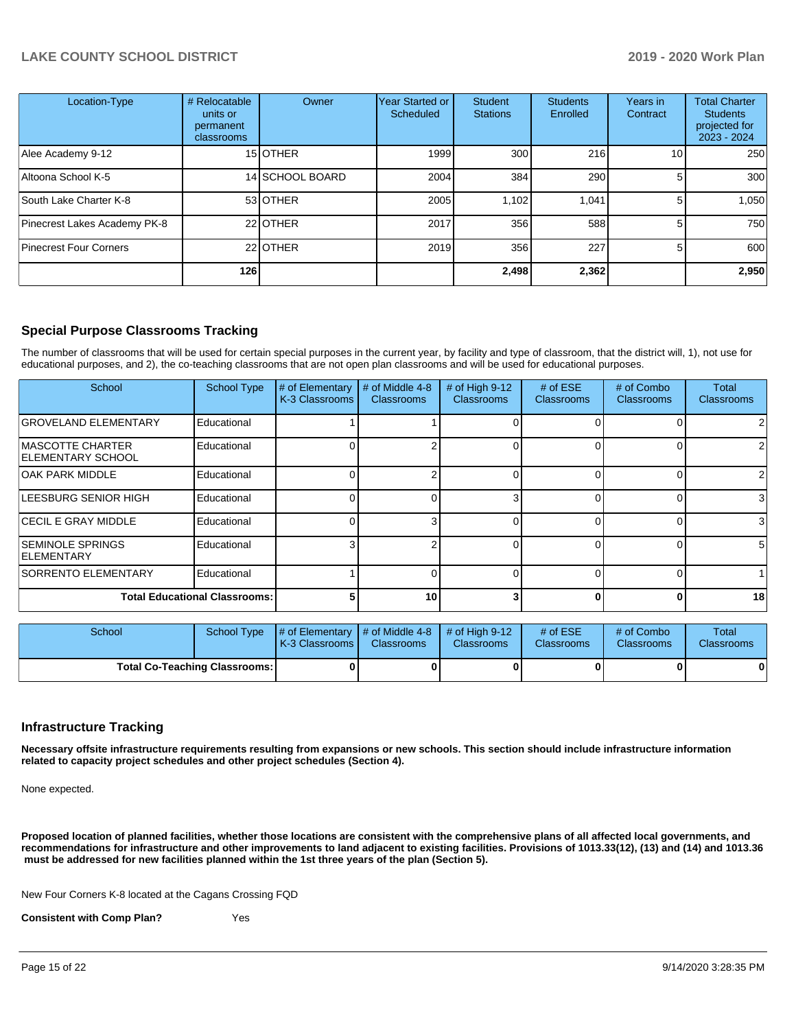| Location-Type | # Relocatable units or permanent classrooms | Owner | Year Started or Scheduled | Student Stations | Students Enrolled | Years in Contract | Total Charter Students projected for 2023 - 2024 |
|---|---|---|---|---|---|---|---|
| Alee Academy 9-12 | 15 | OTHER | 1999 | 300 | 216 | 10 | 250 |
| Altoona School K-5 | 14 | SCHOOL BOARD | 2004 | 384 | 290 | 5 | 300 |
| South Lake Charter K-8 | 53 | OTHER | 2005 | 1,102 | 1,041 | 5 | 1,050 |
| Pinecrest Lakes Academy PK-8 | 22 | OTHER | 2017 | 356 | 588 | 5 | 750 |
| Pinecrest Four Corners | 22 | OTHER | 2019 | 356 | 227 | 5 | 600 |
| | **126** | | | **2,498** | **2,362** | | **2,950** |

## Special Purpose Classrooms Tracking

The number of classrooms that will be used for certain special purposes in the current year, by facility and type of classroom, that the district will, 1), not use for educational purposes, and 2), the co-teaching classrooms that are not open plan classrooms and will be used for educational purposes.

| School | School Type | # of Elementary K-3 Classrooms | # of Middle 4-8 Classrooms | # of High 9-12 Classrooms | # of ESE Classrooms | # of Combo Classrooms | Total Classrooms |
|---|---|---|---|---|---|---|---|
| GROVELAND ELEMENTARY | Educational | 1 | 1 | 0 | 0 | 0 | 2 |
| MASCOTTE CHARTER ELEMENTARY SCHOOL | Educational | 0 | 2 | 0 | 0 | 0 | 2 |
| OAK PARK MIDDLE | Educational | 0 | 2 | 0 | 0 | 0 | 2 |
| LEESBURG SENIOR HIGH | Educational | 0 | 0 | 3 | 0 | 0 | 3 |
| CECIL E GRAY MIDDLE | Educational | 0 | 3 | 0 | 0 | 0 | 3 |
| SEMINOLE SPRINGS ELEMENTARY | Educational | 3 | 2 | 0 | 0 | 0 | 5 |
| SORRENTO ELEMENTARY | Educational | 1 | 0 | 0 | 0 | 0 | 1 |
| **Total Educational Classrooms:** | | **5** | **10** | **3** | **0** | **0** | **18** |

| School | School Type | # of Elementary K-3 Classrooms | # of Middle 4-8 Classrooms | # of High 9-12 Classrooms | # of ESE Classrooms | # of Combo Classrooms | Total Classrooms |
|---|---|---|---|---|---|---|---|
| **Total Co-Teaching Classrooms:** | | **0** | **0** | **0** | **0** | **0** | **0** |

## Infrastructure Tracking

**Necessary offsite infrastructure requirements resulting from expansions or new schools. This section should include infrastructure information related to capacity project schedules and other project schedules (Section 4).**

None expected.

**Proposed location of planned facilities, whether those locations are consistent with the comprehensive plans of all affected local governments, and recommendations for infrastructure and other improvements to land adjacent to existing facilities. Provisions of 1013.33(12), (13) and (14) and 1013.36 must be addressed for new facilities planned within the 1st three years of the plan (Section 5).**

New Four Corners K-8 located at the Cagans Crossing FQD

**Consistent with Comp Plan?** Yes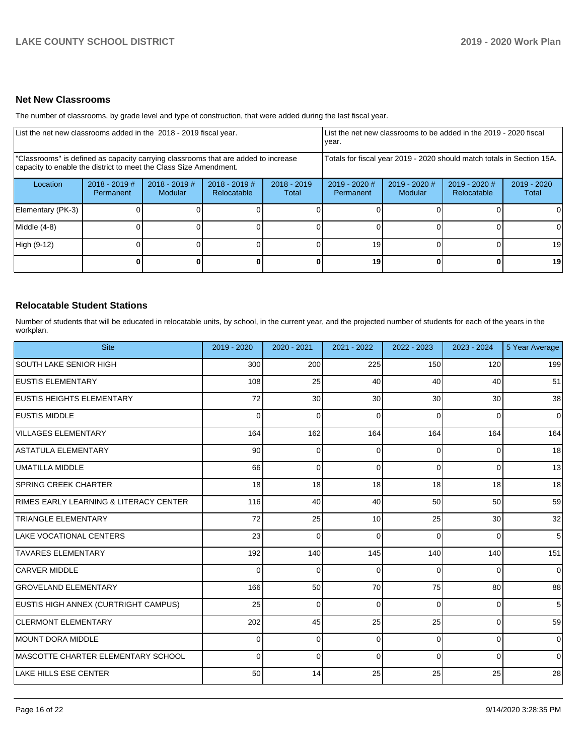## Net New Classrooms

The number of classrooms, by grade level and type of construction, that were added during the last fiscal year.

| List the net new classrooms added in the 2018 - 2019 fiscal year. | | | | | List the net new classrooms to be added in the 2019 - 2020 fiscal year. | | | |
|---|---|---|---|---|---|---|---|---|
| "Classrooms" is defined as capacity carrying classrooms that are added to increase capacity to enable the district to meet the Class Size Amendment. | | | | | Totals for fiscal year 2019 - 2020 should match totals in Section 15A. | | | |
| Location | 2018 - 2019 # Permanent | 2018 - 2019 # Modular | 2018 - 2019 # Relocatable | 2018 - 2019 Total | 2019 - 2020 # Permanent | 2019 - 2020 # Modular | 2019 - 2020 # Relocatable | 2019 - 2020 Total |
| Elementary (PK-3) | 0 | 0 | 0 | 0 | 0 | 0 | 0 | 0 |
| Middle (4-8) | 0 | 0 | 0 | 0 | 0 | 0 | 0 | 0 |
| High (9-12) | 0 | 0 | 0 | 0 | 19 | 0 | 0 | 19 |
| | **0** | **0** | **0** | **0** | **19** | **0** | **0** | **19** |

## Relocatable Student Stations

Number of students that will be educated in relocatable units, by school, in the current year, and the projected number of students for each of the years in the workplan.

| Site | 2019 - 2020 | 2020 - 2021 | 2021 - 2022 | 2022 - 2023 | 2023 - 2024 | 5 Year Average |
|---|---|---|---|---|---|---|
| SOUTH LAKE SENIOR HIGH | 300 | 200 | 225 | 150 | 120 | 199 |
| EUSTIS ELEMENTARY | 108 | 25 | 40 | 40 | 40 | 51 |
| EUSTIS HEIGHTS ELEMENTARY | 72 | 30 | 30 | 30 | 30 | 38 |
| EUSTIS MIDDLE | 0 | 0 | 0 | 0 | 0 | 0 |
| VILLAGES ELEMENTARY | 164 | 162 | 164 | 164 | 164 | 164 |
| ASTATULA ELEMENTARY | 90 | 0 | 0 | 0 | 0 | 18 |
| UMATILLA MIDDLE | 66 | 0 | 0 | 0 | 0 | 13 |
| SPRING CREEK CHARTER | 18 | 18 | 18 | 18 | 18 | 18 |
| RIMES EARLY LEARNING & LITERACY CENTER | 116 | 40 | 40 | 50 | 50 | 59 |
| TRIANGLE ELEMENTARY | 72 | 25 | 10 | 25 | 30 | 32 |
| LAKE VOCATIONAL CENTERS | 23 | 0 | 0 | 0 | 0 | 5 |
| TAVARES ELEMENTARY | 192 | 140 | 145 | 140 | 140 | 151 |
| CARVER MIDDLE | 0 | 0 | 0 | 0 | 0 | 0 |
| GROVELAND ELEMENTARY | 166 | 50 | 70 | 75 | 80 | 88 |
| EUSTIS HIGH ANNEX (CURTRIGHT CAMPUS) | 25 | 0 | 0 | 0 | 0 | 5 |
| CLERMONT ELEMENTARY | 202 | 45 | 25 | 25 | 0 | 59 |
| MOUNT DORA MIDDLE | 0 | 0 | 0 | 0 | 0 | 0 |
| MASCOTTE CHARTER ELEMENTARY SCHOOL | 0 | 0 | 0 | 0 | 0 | 0 |
| LAKE HILLS ESE CENTER | 50 | 14 | 25 | 25 | 25 | 28 |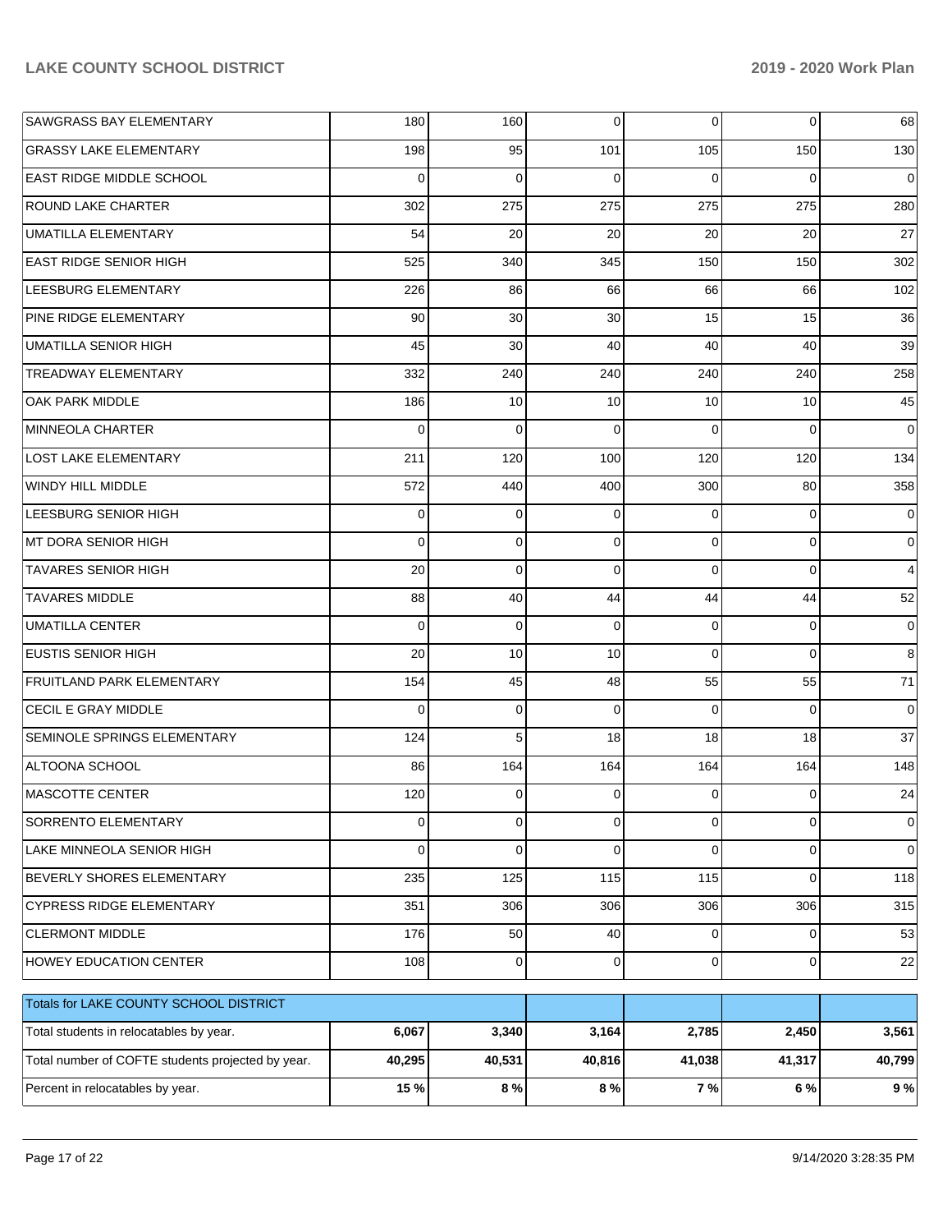| | | | | | | |
|---|---|---|---|---|---|---|
| SAWGRASS BAY ELEMENTARY | 180 | 160 | 0 | 0 | 0 | 68 |
| GRASSY LAKE ELEMENTARY | 198 | 95 | 101 | 105 | 150 | 130 |
| EAST RIDGE MIDDLE SCHOOL | 0 | 0 | 0 | 0 | 0 | 0 |
| ROUND LAKE CHARTER | 302 | 275 | 275 | 275 | 275 | 280 |
| UMATILLA ELEMENTARY | 54 | 20 | 20 | 20 | 20 | 27 |
| EAST RIDGE SENIOR HIGH | 525 | 340 | 345 | 150 | 150 | 302 |
| LEESBURG ELEMENTARY | 226 | 86 | 66 | 66 | 66 | 102 |
| PINE RIDGE ELEMENTARY | 90 | 30 | 30 | 15 | 15 | 36 |
| UMATILLA SENIOR HIGH | 45 | 30 | 40 | 40 | 40 | 39 |
| TREADWAY ELEMENTARY | 332 | 240 | 240 | 240 | 240 | 258 |
| OAK PARK MIDDLE | 186 | 10 | 10 | 10 | 10 | 45 |
| MINNEOLA CHARTER | 0 | 0 | 0 | 0 | 0 | 0 |
| LOST LAKE ELEMENTARY | 211 | 120 | 100 | 120 | 120 | 134 |
| WINDY HILL MIDDLE | 572 | 440 | 400 | 300 | 80 | 358 |
| LEESBURG SENIOR HIGH | 0 | 0 | 0 | 0 | 0 | 0 |
| MT DORA SENIOR HIGH | 0 | 0 | 0 | 0 | 0 | 0 |
| TAVARES SENIOR HIGH | 20 | 0 | 0 | 0 | 0 | 4 |
| TAVARES MIDDLE | 88 | 40 | 44 | 44 | 44 | 52 |
| UMATILLA CENTER | 0 | 0 | 0 | 0 | 0 | 0 |
| EUSTIS SENIOR HIGH | 20 | 10 | 10 | 0 | 0 | 8 |
| FRUITLAND PARK ELEMENTARY | 154 | 45 | 48 | 55 | 55 | 71 |
| CECIL E GRAY MIDDLE | 0 | 0 | 0 | 0 | 0 | 0 |
| SEMINOLE SPRINGS ELEMENTARY | 124 | 5 | 18 | 18 | 18 | 37 |
| ALTOONA SCHOOL | 86 | 164 | 164 | 164 | 164 | 148 |
| MASCOTTE CENTER | 120 | 0 | 0 | 0 | 0 | 24 |
| SORRENTO ELEMENTARY | 0 | 0 | 0 | 0 | 0 | 0 |
| LAKE MINNEOLA SENIOR HIGH | 0 | 0 | 0 | 0 | 0 | 0 |
| BEVERLY SHORES ELEMENTARY | 235 | 125 | 115 | 115 | 0 | 118 |
| CYPRESS RIDGE ELEMENTARY | 351 | 306 | 306 | 306 | 306 | 315 |
| CLERMONT MIDDLE | 176 | 50 | 40 | 0 | 0 | 53 |
| HOWEY EDUCATION CENTER | 108 | 0 | 0 | 0 | 0 | 22 |

| Totals for LAKE COUNTY SCHOOL DISTRICT | | | | | | |
|---|---|---|---|---|---|---|
| Total students in relocatables by year. | **6,067** | **3,340** | **3,164** | **2,785** | **2,450** | **3,561** |
| Total number of COFTE students projected by year. | **40,295** | **40,531** | **40,816** | **41,038** | **41,317** | **40,799** |
| Percent in relocatables by year. | **15 %** | **8 %** | **8 %** | **7 %** | **6 %** | **9 %** |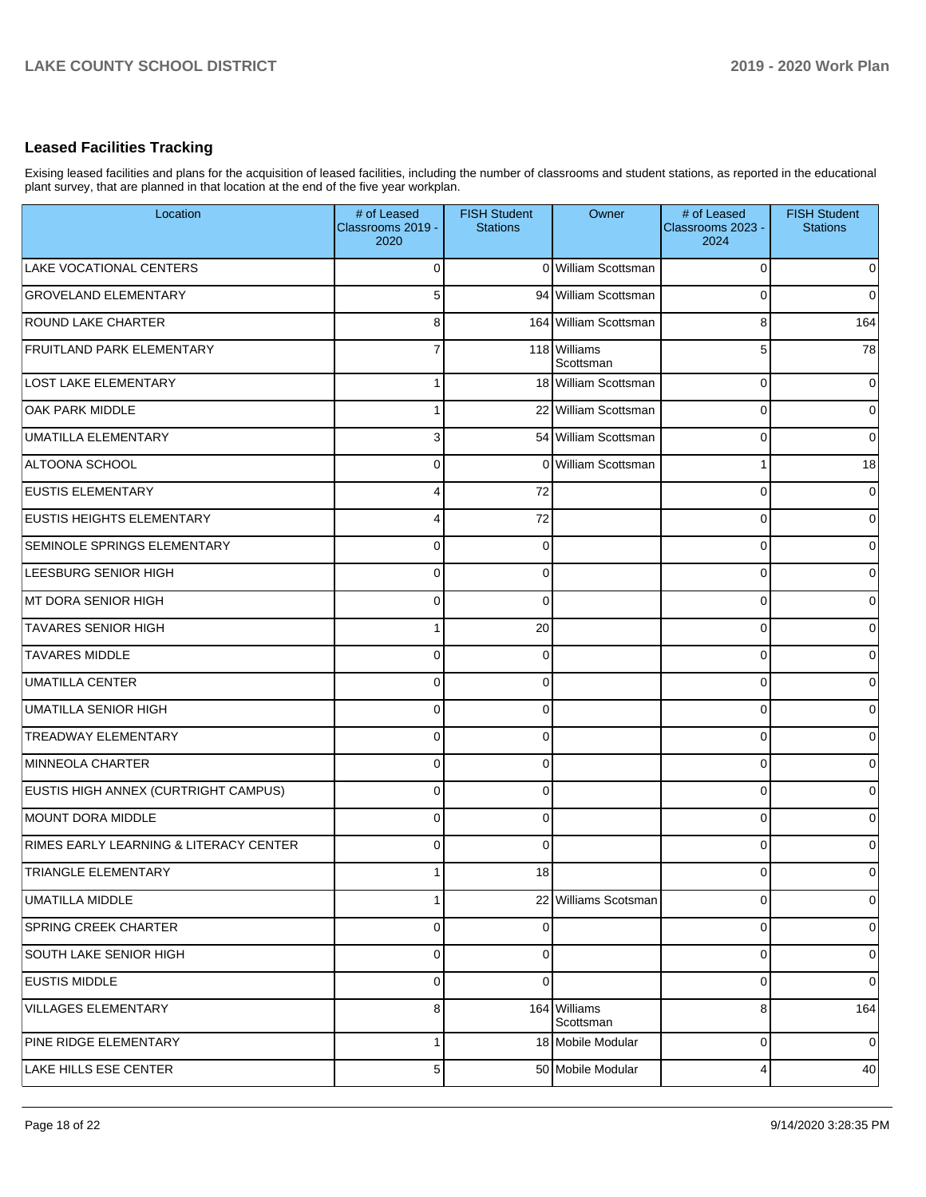## Leased Facilities Tracking

Exising leased facilities and plans for the acquisition of leased facilities, including the number of classrooms and student stations, as reported in the educational plant survey, that are planned in that location at the end of the five year workplan.

| Location | # of Leased Classrooms 2019 - 2020 | FISH Student Stations | Owner | # of Leased Classrooms 2023 - 2024 | FISH Student Stations |
|---|---|---|---|---|---|
| LAKE VOCATIONAL CENTERS | 0 | 0 | William Scottsman | 0 | 0 |
| GROVELAND ELEMENTARY | 5 | 94 | William Scottsman | 0 | 0 |
| ROUND LAKE CHARTER | 8 | 164 | William Scottsman | 8 | 164 |
| FRUITLAND PARK ELEMENTARY | 7 | 118 | Williams Scottsman | 5 | 78 |
| LOST LAKE ELEMENTARY | 1 | 18 | William Scottsman | 0 | 0 |
| OAK PARK MIDDLE | 1 | 22 | William Scottsman | 0 | 0 |
| UMATILLA ELEMENTARY | 3 | 54 | William Scottsman | 0 | 0 |
| ALTOONA SCHOOL | 0 | 0 | William Scottsman | 1 | 18 |
| EUSTIS ELEMENTARY | 4 | 72 | | 0 | 0 |
| EUSTIS HEIGHTS ELEMENTARY | 4 | 72 | | 0 | 0 |
| SEMINOLE SPRINGS ELEMENTARY | 0 | 0 | | 0 | 0 |
| LEESBURG SENIOR HIGH | 0 | 0 | | 0 | 0 |
| MT DORA SENIOR HIGH | 0 | 0 | | 0 | 0 |
| TAVARES SENIOR HIGH | 1 | 20 | | 0 | 0 |
| TAVARES MIDDLE | 0 | 0 | | 0 | 0 |
| UMATILLA CENTER | 0 | 0 | | 0 | 0 |
| UMATILLA SENIOR HIGH | 0 | 0 | | 0 | 0 |
| TREADWAY ELEMENTARY | 0 | 0 | | 0 | 0 |
| MINNEOLA CHARTER | 0 | 0 | | 0 | 0 |
| EUSTIS HIGH ANNEX (CURTRIGHT CAMPUS) | 0 | 0 | | 0 | 0 |
| MOUNT DORA MIDDLE | 0 | 0 | | 0 | 0 |
| RIMES EARLY LEARNING & LITERACY CENTER | 0 | 0 | | 0 | 0 |
| TRIANGLE ELEMENTARY | 1 | 18 | | 0 | 0 |
| UMATILLA MIDDLE | 1 | 22 | Williams Scotsman | 0 | 0 |
| SPRING CREEK CHARTER | 0 | 0 | | 0 | 0 |
| SOUTH LAKE SENIOR HIGH | 0 | 0 | | 0 | 0 |
| EUSTIS MIDDLE | 0 | 0 | | 0 | 0 |
| VILLAGES ELEMENTARY | 8 | 164 | Williams Scottsman | 8 | 164 |
| PINE RIDGE ELEMENTARY | 1 | 18 | Mobile Modular | 0 | 0 |
| LAKE HILLS ESE CENTER | 5 | 50 | Mobile Modular | 4 | 40 |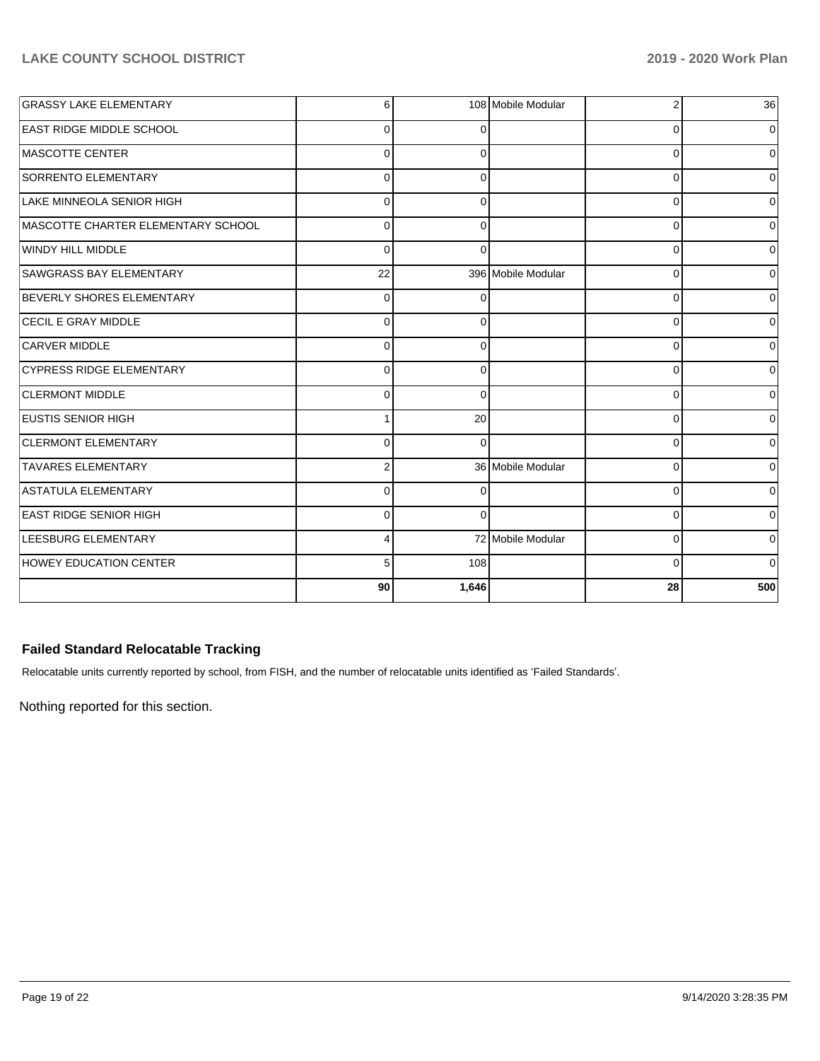| | | | | | |
|---|---|---|---|---|---|
| GRASSY LAKE ELEMENTARY | 6 | 108 | Mobile Modular | 2 | 36 |
| EAST RIDGE MIDDLE SCHOOL | 0 | 0 | | 0 | 0 |
| MASCOTTE CENTER | 0 | 0 | | 0 | 0 |
| SORRENTO ELEMENTARY | 0 | 0 | | 0 | 0 |
| LAKE MINNEOLA SENIOR HIGH | 0 | 0 | | 0 | 0 |
| MASCOTTE CHARTER ELEMENTARY SCHOOL | 0 | 0 | | 0 | 0 |
| WINDY HILL MIDDLE | 0 | 0 | | 0 | 0 |
| SAWGRASS BAY ELEMENTARY | 22 | 396 | Mobile Modular | 0 | 0 |
| BEVERLY SHORES ELEMENTARY | 0 | 0 | | 0 | 0 |
| CECIL E GRAY MIDDLE | 0 | 0 | | 0 | 0 |
| CARVER MIDDLE | 0 | 0 | | 0 | 0 |
| CYPRESS RIDGE ELEMENTARY | 0 | 0 | | 0 | 0 |
| CLERMONT MIDDLE | 0 | 0 | | 0 | 0 |
| EUSTIS SENIOR HIGH | 1 | 20 | | 0 | 0 |
| CLERMONT ELEMENTARY | 0 | 0 | | 0 | 0 |
| TAVARES ELEMENTARY | 2 | 36 | Mobile Modular | 0 | 0 |
| ASTATULA ELEMENTARY | 0 | 0 | | 0 | 0 |
| EAST RIDGE SENIOR HIGH | 0 | 0 | | 0 | 0 |
| LEESBURG ELEMENTARY | 4 | 72 | Mobile Modular | 0 | 0 |
| HOWEY EDUCATION CENTER | 5 | 108 | | 0 | 0 |
| | **90** | **1,646** | | **28** | **500** |

### Failed Standard Relocatable Tracking

Relocatable units currently reported by school, from FISH, and the number of relocatable units identified as 'Failed Standards'.

Nothing reported for this section.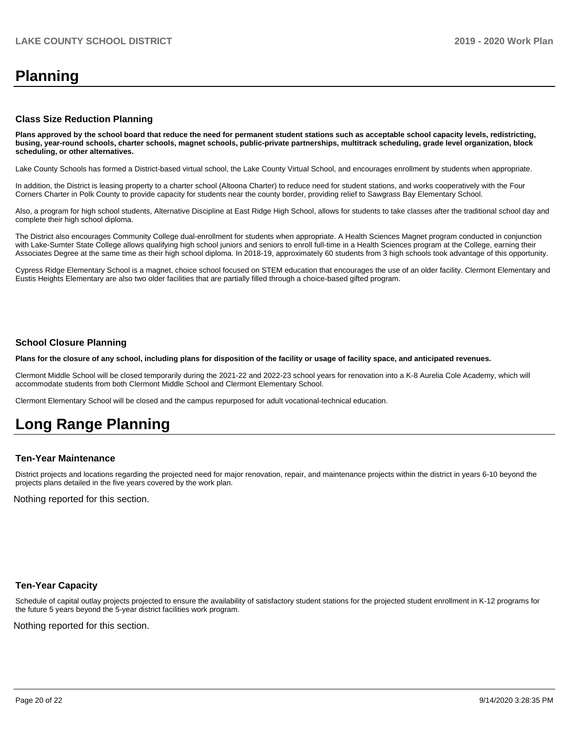# Planning

### Class Size Reduction Planning

**Plans approved by the school board that reduce the need for permanent student stations such as acceptable school capacity levels, redistricting, busing, year-round schools, charter schools, magnet schools, public-private partnerships, multitrack scheduling, grade level organization, block scheduling, or other alternatives.**

Lake County Schools has formed a District-based virtual school, the Lake County Virtual School, and encourages enrollment by students when appropriate.

In addition, the District is leasing property to a charter school (Altoona Charter) to reduce need for student stations, and works cooperatively with the Four Corners Charter in Polk County to provide capacity for students near the county border, providing relief to Sawgrass Bay Elementary School.

Also, a program for high school students, Alternative Discipline at East Ridge High School, allows for students to take classes after the traditional school day and complete their high school diploma.

The District also encourages Community College dual-enrollment for students when appropriate. A Health Sciences Magnet program conducted in conjunction with Lake-Sumter State College allows qualifying high school juniors and seniors to enroll full-time in a Health Sciences program at the College, earning their Associates Degree at the same time as their high school diploma. In 2018-19, approximately 60 students from 3 high schools took advantage of this opportunity.

Cypress Ridge Elementary School is a magnet, choice school focused on STEM education that encourages the use of an older facility. Clermont Elementary and Eustis Heights Elementary are also two older facilities that are partially filled through a choice-based gifted program.

### School Closure Planning

**Plans for the closure of any school, including plans for disposition of the facility or usage of facility space, and anticipated revenues.**

Clermont Middle School will be closed temporarily during the 2021-22 and 2022-23 school years for renovation into a K-8 Aurelia Cole Academy, which will accommodate students from both Clermont Middle School and Clermont Elementary School.

Clermont Elementary School will be closed and the campus repurposed for adult vocational-technical education.

# Long Range Planning

### Ten-Year Maintenance

District projects and locations regarding the projected need for major renovation, repair, and maintenance projects within the district in years 6-10 beyond the projects plans detailed in the five years covered by the work plan.

Nothing reported for this section.

### Ten-Year Capacity

Schedule of capital outlay projects projected to ensure the availability of satisfactory student stations for the projected student enrollment in K-12 programs for the future 5 years beyond the 5-year district facilities work program.

Nothing reported for this section.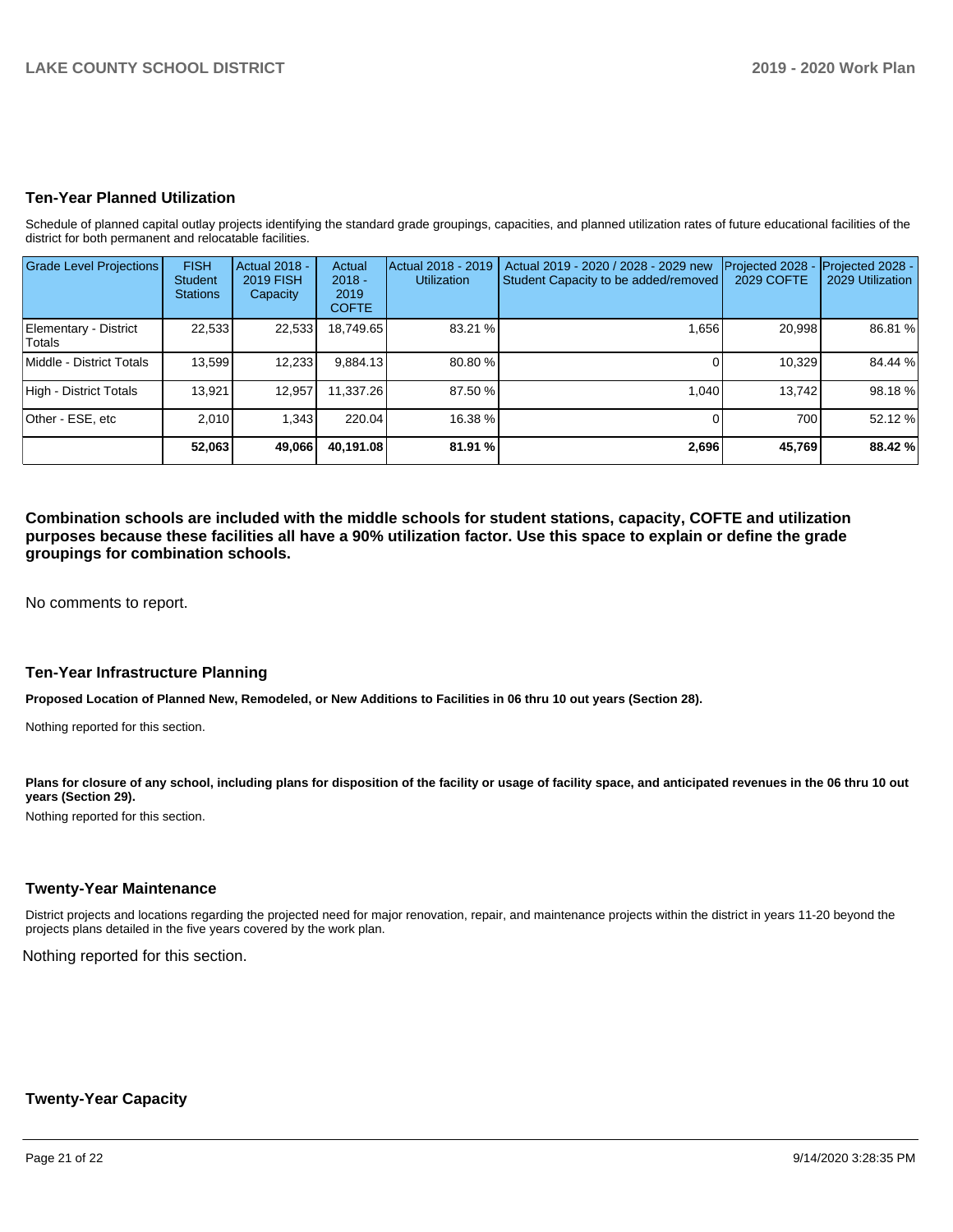## Ten-Year Planned Utilization

Schedule of planned capital outlay projects identifying the standard grade groupings, capacities, and planned utilization rates of future educational facilities of the district for both permanent and relocatable facilities.

| Grade Level Projections | FISH Student Stations | Actual 2018 - 2019 FISH Capacity | Actual 2018 - 2019 COFTE | Actual 2018 - 2019 Utilization | Actual 2019 - 2020 / 2028 - 2029 new Student Capacity to be added/removed | Projected 2028 - 2029 COFTE | Projected 2028 - 2029 Utilization |
|---|---|---|---|---|---|---|---|
| Elementary - District Totals | 22,533 | 22,533 | 18,749.65 | 83.21 % | 1,656 | 20,998 | 86.81 % |
| Middle - District Totals | 13,599 | 12,233 | 9,884.13 | 80.80 % | 0 | 10,329 | 84.44 % |
| High - District Totals | 13,921 | 12,957 | 11,337.26 | 87.50 % | 1,040 | 13,742 | 98.18 % |
| Other - ESE, etc | 2,010 | 1,343 | 220.04 | 16.38 % | 0 | 700 | 52.12 % |
| | **52,063** | **49,066** | **40,191.08** | **81.91 %** | **2,696** | **45,769** | **88.42 %** |

**Combination schools are included with the middle schools for student stations, capacity, COFTE and utilization purposes because these facilities all have a 90% utilization factor. Use this space to explain or define the grade groupings for combination schools.**

No comments to report.

## Ten-Year Infrastructure Planning

**Proposed Location of Planned New, Remodeled, or New Additions to Facilities in 06 thru 10 out years (Section 28).**

Nothing reported for this section.

**Plans for closure of any school, including plans for disposition of the facility or usage of facility space, and anticipated revenues in the 06 thru 10 out years (Section 29).**

Nothing reported for this section.

## Twenty-Year Maintenance

District projects and locations regarding the projected need for major renovation, repair, and maintenance projects within the district in years 11-20 beyond the projects plans detailed in the five years covered by the work plan.

Nothing reported for this section.

## Twenty-Year Capacity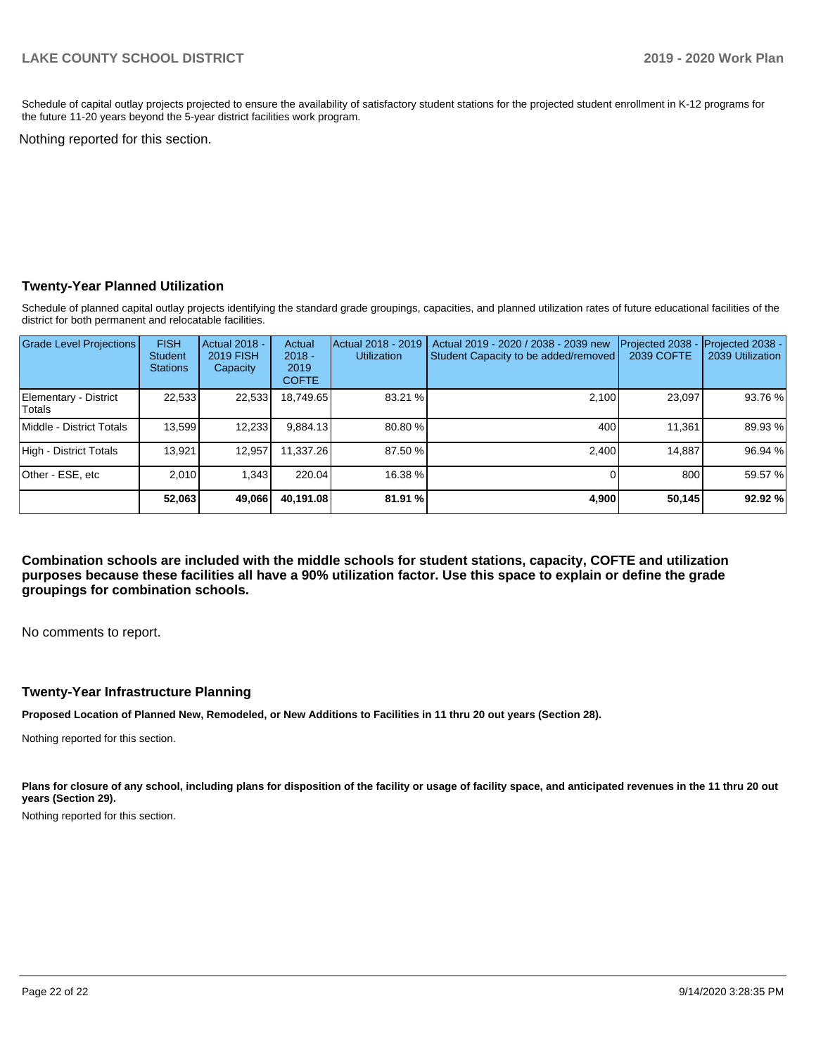Schedule of capital outlay projects projected to ensure the availability of satisfactory student stations for the projected student enrollment in K-12 programs for the future 11-20 years beyond the 5-year district facilities work program.

Nothing reported for this section.

## Twenty-Year Planned Utilization

Schedule of planned capital outlay projects identifying the standard grade groupings, capacities, and planned utilization rates of future educational facilities of the district for both permanent and relocatable facilities.

| Grade Level Projections | FISH Student Stations | Actual 2018 - 2019 FISH Capacity | Actual 2018 - 2019 COFTE | Actual 2018 - 2019 Utilization | Actual 2019 - 2020 / 2038 - 2039 new Student Capacity to be added/removed | Projected 2038 - 2039 COFTE | Projected 2038 - 2039 Utilization |
|---|---|---|---|---|---|---|---|
| Elementary - District Totals | 22,533 | 22,533 | 18,749.65 | 83.21 % | 2,100 | 23,097 | 93.76 % |
| Middle - District Totals | 13,599 | 12,233 | 9,884.13 | 80.80 % | 400 | 11,361 | 89.93 % |
| High - District Totals | 13,921 | 12,957 | 11,337.26 | 87.50 % | 2,400 | 14,887 | 96.94 % |
| Other - ESE, etc | 2,010 | 1,343 | 220.04 | 16.38 % | 0 | 800 | 59.57 % |
| | **52,063** | **49,066** | **40,191.08** | **81.91 %** | **4,900** | **50,145** | **92.92 %** |

**Combination schools are included with the middle schools for student stations, capacity, COFTE and utilization purposes because these facilities all have a 90% utilization factor. Use this space to explain or define the grade groupings for combination schools.**

No comments to report.

## Twenty-Year Infrastructure Planning

**Proposed Location of Planned New, Remodeled, or New Additions to Facilities in 11 thru 20 out years (Section 28).**

Nothing reported for this section.

**Plans for closure of any school, including plans for disposition of the facility or usage of facility space, and anticipated revenues in the 11 thru 20 out years (Section 29).**

Nothing reported for this section.